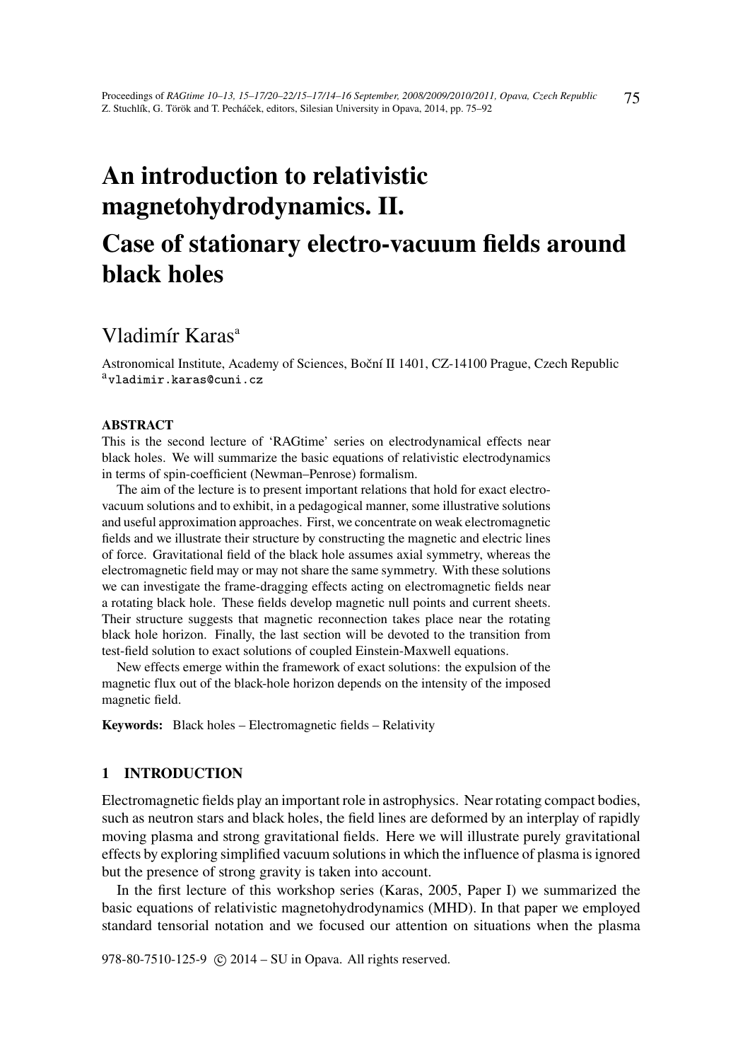# An introduction to relativistic magnetohydrodynamics. II. Case of stationary electro-vacuum fields around black holes

Vladimír Karas[a]

Astronomical Institute, Academy of Sciences, Boční II 1401, CZ-14100 Prague, Czech Republic
[a]vladimir.karas@cuni.cz

#### ABSTRACT

This is the second lecture of 'RAGtime' series on electrodynamical effects near black holes. We will summarize the basic equations of relativistic electrodynamics in terms of spin-coefficient (Newman–Penrose) formalism.

The aim of the lecture is to present important relations that hold for exact electro-vacuum solutions and to exhibit, in a pedagogical manner, some illustrative solutions and useful approximation approaches. First, we concentrate on weak electromagnetic fields and we illustrate their structure by constructing the magnetic and electric lines of force. Gravitational field of the black hole assumes axial symmetry, whereas the electromagnetic field may or may not share the same symmetry. With these solutions we can investigate the frame-dragging effects acting on electromagnetic fields near a rotating black hole. These fields develop magnetic null points and current sheets. Their structure suggests that magnetic reconnection takes place near the rotating black hole horizon. Finally, the last section will be devoted to the transition from test-field solution to exact solutions of coupled Einstein-Maxwell equations.

New effects emerge within the framework of exact solutions: the expulsion of the magnetic flux out of the black-hole horizon depends on the intensity of the imposed magnetic field.

**Keywords:** Black holes – Electromagnetic fields – Relativity

## 1 INTRODUCTION

Electromagnetic fields play an important role in astrophysics. Near rotating compact bodies, such as neutron stars and black holes, the field lines are deformed by an interplay of rapidly moving plasma and strong gravitational fields. Here we will illustrate purely gravitational effects by exploring simplified vacuum solutions in which the influence of plasma is ignored but the presence of strong gravity is taken into account.

In the first lecture of this workshop series (Karas, 2005, Paper I) we summarized the basic equations of relativistic magnetohydrodynamics (MHD). In that paper we employed standard tensorial notation and we focused our attention on situations when the plasma

978-80-7510-125-9 © 2014 – SU in Opava. All rights reserved.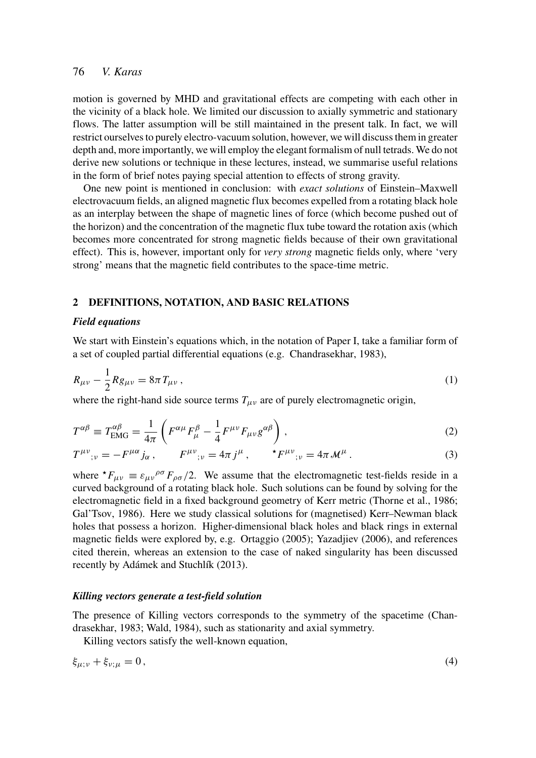motion is governed by MHD and gravitational effects are competing with each other in the vicinity of a black hole. We limited our discussion to axially symmetric and stationary flows. The latter assumption will be still maintained in the present talk. In fact, we will restrict ourselves to purely electro-vacuum solution, however, we will discuss them in greater depth and, more importantly, we will employ the elegant formalism of null tetrads. We do not derive new solutions or technique in these lectures, instead, we summarise useful relations in the form of brief notes paying special attention to effects of strong gravity.

One new point is mentioned in conclusion: with *exact solutions* of Einstein–Maxwell electrovacuum fields, an aligned magnetic flux becomes expelled from a rotating black hole as an interplay between the shape of magnetic lines of force (which become pushed out of the horizon) and the concentration of the magnetic flux tube toward the rotation axis (which becomes more concentrated for strong magnetic fields because of their own gravitational effect). This is, however, important only for *very strong* magnetic fields only, where 'very strong' means that the magnetic field contributes to the space-time metric.

## 2 DEFINITIONS, NOTATION, AND BASIC RELATIONS

### *Field equations*

We start with Einstein's equations which, in the notation of Paper I, take a familiar form of a set of coupled partial differential equations (e.g. Chandrasekhar, 1983),

$$R_{\mu\nu} - \frac{1}{2} R g_{\mu\nu} = 8\pi T_{\mu\nu} \,, \tag{1}$$

where the right-hand side source terms $T_{\mu\nu}$ are of purely electromagnetic origin,

$$T^{\alpha\beta} \equiv T^{\alpha\beta}_{\mathrm{EMG}} = \frac{1}{4\pi} \left( F^{\alpha\mu} F^{\beta}_{\mu} - \frac{1}{4} F^{\mu\nu} F_{\mu\nu} g^{\alpha\beta} \right) , \tag{2}$$

$$T^{\mu\nu}{}_{;\nu} = -F^{\mu\alpha} j_{\alpha} \,, \qquad F^{\mu\nu}{}_{;\nu} = 4\pi j^{\mu} \,, \qquad {}^{\star}F^{\mu\nu}{}_{;\nu} = 4\pi \mathcal{M}^{\mu} \,. \tag{3}$$

where ${}^{\star}F_{\mu\nu} \equiv \varepsilon_{\mu\nu}{}^{\rho\sigma} F_{\rho\sigma}/2$. We assume that the electromagnetic test-fields reside in a curved background of a rotating black hole. Such solutions can be found by solving for the electromagnetic field in a fixed background geometry of Kerr metric (Thorne et al., 1986; Gal'Tsov, 1986). Here we study classical solutions for (magnetised) Kerr–Newman black holes that possess a horizon. Higher-dimensional black holes and black rings in external magnetic fields were explored by, e.g. Ortaggio (2005); Yazadjiev (2006), and references cited therein, whereas an extension to the case of naked singularity has been discussed recently by Adámek and Stuchlík (2013).

### *Killing vectors generate a test-field solution*

The presence of Killing vectors corresponds to the symmetry of the spacetime (Chandrasekhar, 1983; Wald, 1984), such as stationarity and axial symmetry.

Killing vectors satisfy the well-known equation,

$$\xi_{\mu;\nu} + \xi_{\nu;\mu} = 0 \,, \tag{4}$$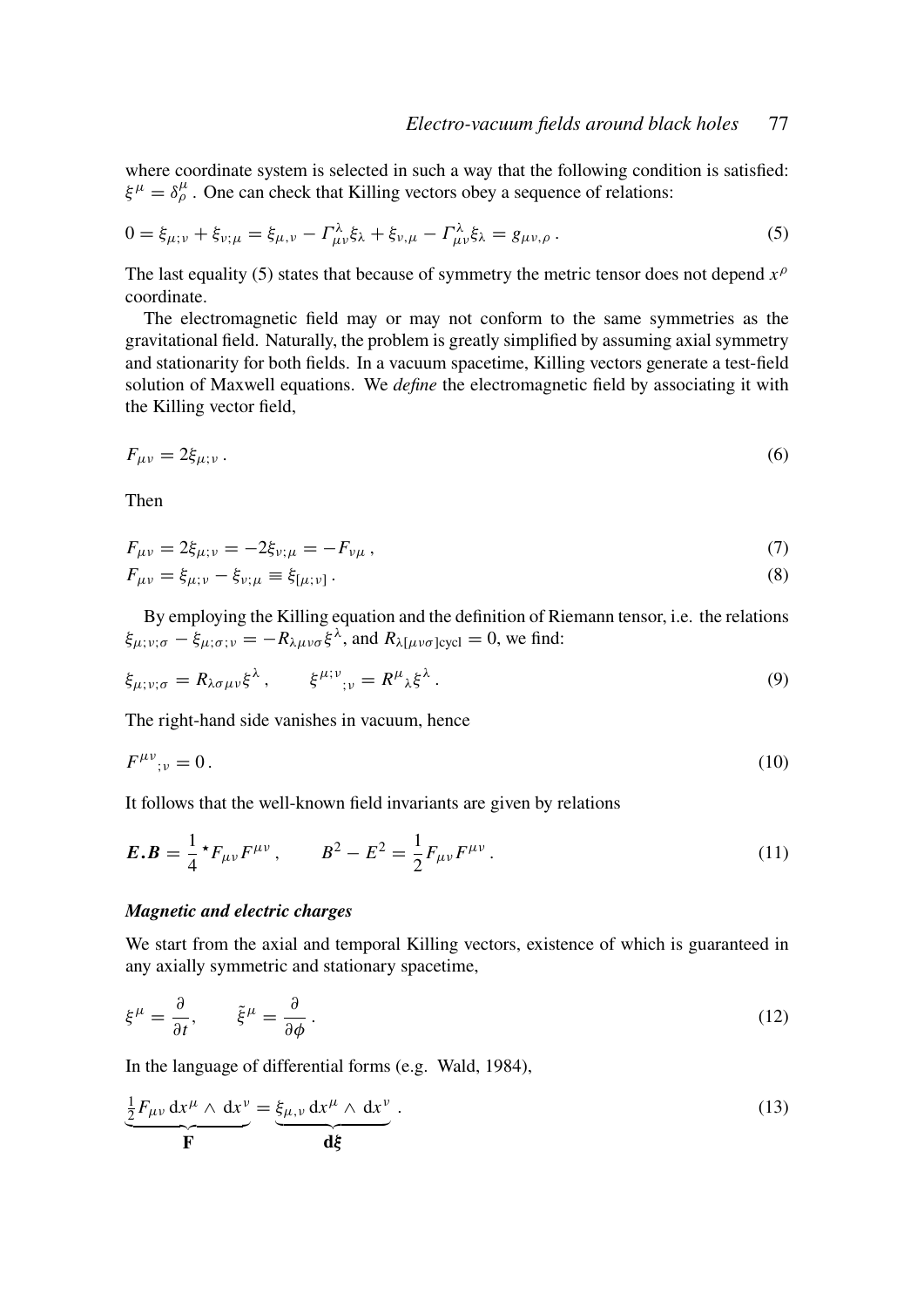where coordinate system is selected in such a way that the following condition is satisfied: $\xi^{\mu} = \delta^{\mu}_{\rho}$. One can check that Killing vectors obey a sequence of relations:

$$0 = \xi_{\mu;\nu} + \xi_{\nu;\mu} = \xi_{\mu,\nu} - \Gamma^{\lambda}_{\mu\nu}\xi_{\lambda} + \xi_{\nu,\mu} - \Gamma^{\lambda}_{\mu\nu}\xi_{\lambda} = g_{\mu\nu,\rho}\,. \tag{5}$$

The last equality (5) states that because of symmetry the metric tensor does not depend $x^{\rho}$ coordinate.

The electromagnetic field may or may not conform to the same symmetries as the gravitational field. Naturally, the problem is greatly simplified by assuming axial symmetry and stationarity for both fields. In a vacuum spacetime, Killing vectors generate a test-field solution of Maxwell equations. We *define* the electromagnetic field by associating it with the Killing vector field,

$$F_{\mu\nu} = 2\xi_{\mu;\nu}\,. \tag{6}$$

Then

$$F_{\mu\nu} = 2\xi_{\mu;\nu} = -2\xi_{\nu;\mu} = -F_{\nu\mu}\,, \tag{7}$$

$$F_{\mu\nu} = \xi_{\mu;\nu} - \xi_{\nu;\mu} \equiv \xi_{[\mu;\nu]}\,. \tag{8}$$

By employing the Killing equation and the definition of Riemann tensor, i.e. the relations $\xi_{\mu;\nu;\sigma} - \xi_{\mu;\sigma;\nu} = -R_{\lambda\mu\nu\sigma}\xi^{\lambda}$, and $R_{\lambda[\mu\nu\sigma]\mathrm{cycl}} = 0$, we find:

$$\xi_{\mu;\nu;\sigma} = R_{\lambda\sigma\mu\nu}\xi^{\lambda}\,, \qquad \xi^{\mu;\nu}{}_{;\nu} = R^{\mu}{}_{\lambda}\xi^{\lambda}\,. \tag{9}$$

The right-hand side vanishes in vacuum, hence

$$F^{\mu\nu}{}_{;\nu} = 0\,. \tag{10}$$

It follows that the well-known field invariants are given by relations

$$\boldsymbol{E}.\boldsymbol{B} = \frac{1}{4}\,{}^{\star}F_{\mu\nu}F^{\mu\nu}\,, \qquad B^2 - E^2 = \frac{1}{2}F_{\mu\nu}F^{\mu\nu}\,. \tag{11}$$

***Magnetic and electric charges***

We start from the axial and temporal Killing vectors, existence of which is guaranteed in any axially symmetric and stationary spacetime,

$$\xi^{\mu} = \frac{\partial}{\partial t}, \qquad \tilde{\xi}^{\mu} = \frac{\partial}{\partial \phi}\,. \tag{12}$$

In the language of differential forms (e.g. Wald, 1984),

$$\underbrace{\tfrac{1}{2}F_{\mu\nu}\,\mathrm{d}x^{\mu} \wedge \mathrm{d}x^{\nu}}_{\mathbf{F}} = \underbrace{\xi_{\mu,\nu}\,\mathrm{d}x^{\mu} \wedge \mathrm{d}x^{\nu}}_{\mathbf{d}\boldsymbol{\xi}}\,. \tag{13}$$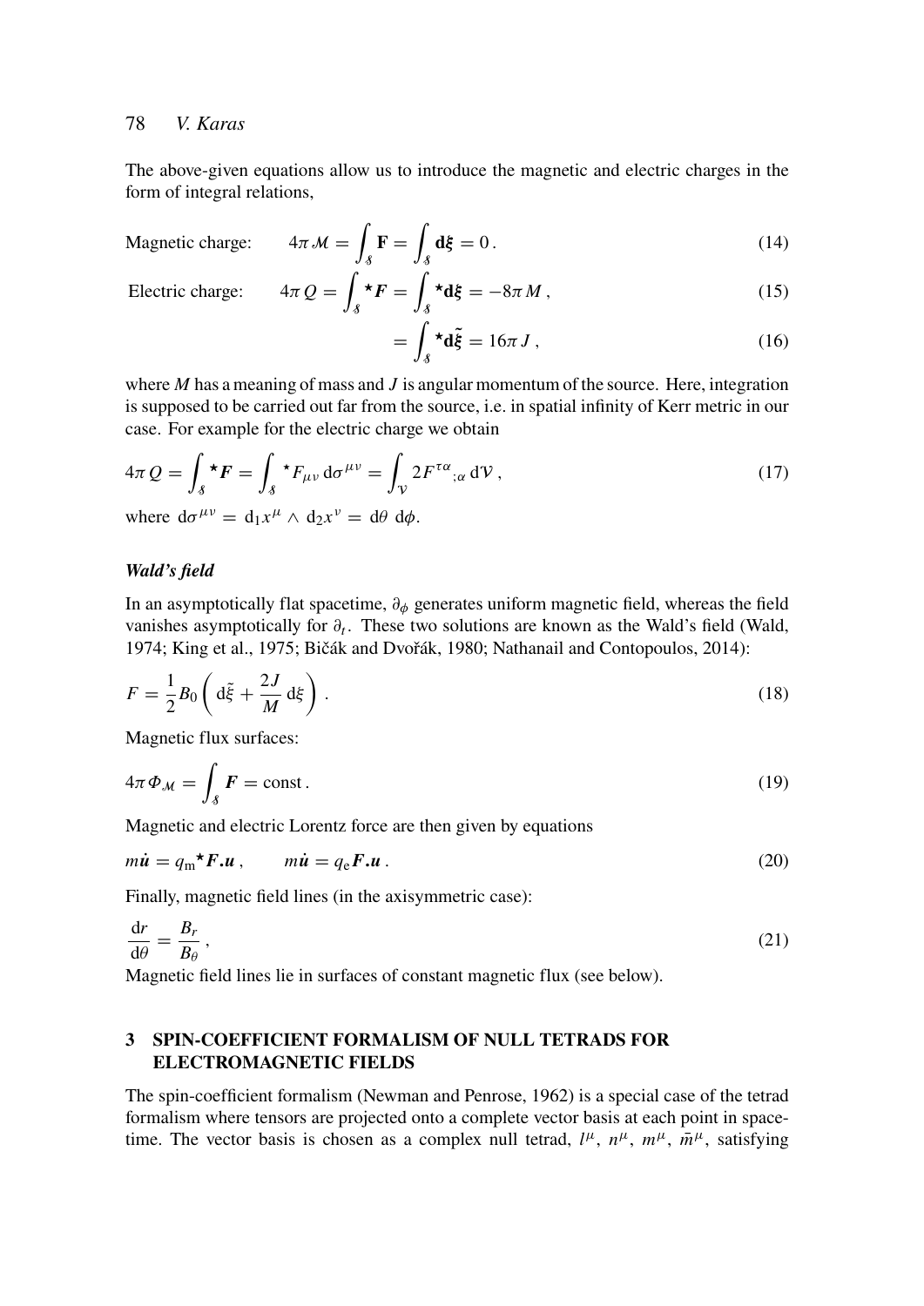The above-given equations allow us to introduce the magnetic and electric charges in the form of integral relations,

$$\text{Magnetic charge:} \qquad 4\pi \mathcal{M} = \int_{\mathcal{S}} \mathbf{F} = \int_{\mathcal{S}} \mathbf{d}\boldsymbol{\xi} = 0\,. \tag{14}$$

$$\text{Electric charge:} \qquad 4\pi Q = \int_{\mathcal{S}} {}^{\star}\boldsymbol{F} = \int_{\mathcal{S}} {}^{\star}\mathbf{d}\boldsymbol{\xi} = -8\pi M\,, \tag{15}$$

$$= \int_{\mathcal{S}} {}^{\star}\mathbf{d}\tilde{\boldsymbol{\xi}} = 16\pi J\,, \tag{16}$$

where $M$ has a meaning of mass and $J$ is angular momentum of the source. Here, integration is supposed to be carried out far from the source, i.e. in spatial infinity of Kerr metric in our case. For example for the electric charge we obtain

$$4\pi Q = \int_{\mathcal{S}} {}^{\star}\boldsymbol{F} = \int_{\mathcal{S}} {}^{\star}F_{\mu\nu}\,\mathrm{d}\sigma^{\mu\nu} = \int_{\mathcal{V}} 2F^{\tau\alpha}{}_{;\alpha}\,\mathrm{d}\mathcal{V}\,, \tag{17}$$

where $\mathrm{d}\sigma^{\mu\nu} = \mathrm{d}_1 x^{\mu} \wedge \mathrm{d}_2 x^{\nu} = \mathrm{d}\theta\;\mathrm{d}\phi$.

### *Wald's field*

In an asymptotically flat spacetime, $\partial_\phi$ generates uniform magnetic field, whereas the field vanishes asymptotically for $\partial_t$. These two solutions are known as the Wald's field (Wald, 1974; King et al., 1975; Bičák and Dvořák, 1980; Nathanail and Contopoulos, 2014):

$$F = \frac{1}{2}B_0\left(\mathrm{d}\tilde{\xi} + \frac{2J}{M}\,\mathrm{d}\xi\right)\,. \tag{18}$$

Magnetic flux surfaces:

$$4\pi \Phi_{\mathcal{M}} = \int_{\mathcal{S}} \boldsymbol{F} = \text{const}\,. \tag{19}$$

Magnetic and electric Lorentz force are then given by equations

$$m\dot{\boldsymbol{u}} = q_{\mathrm{m}}{}^{\star}\boldsymbol{F}.\boldsymbol{u}\,, \qquad m\dot{\boldsymbol{u}} = q_{\mathrm{e}}\boldsymbol{F}.\boldsymbol{u}\,. \tag{20}$$

Finally, magnetic field lines (in the axisymmetric case):

$$\frac{\mathrm{d}r}{\mathrm{d}\theta} = \frac{B_r}{B_\theta}\,, \tag{21}$$

Magnetic field lines lie in surfaces of constant magnetic flux (see below).

## 3 SPIN-COEFFICIENT FORMALISM OF NULL TETRADS FOR ELECTROMAGNETIC FIELDS

The spin-coefficient formalism (Newman and Penrose, 1962) is a special case of the tetrad formalism where tensors are projected onto a complete vector basis at each point in spacetime. The vector basis is chosen as a complex null tetrad, $l^{\mu}$, $n^{\mu}$, $m^{\mu}$, $\bar{m}^{\mu}$, satisfying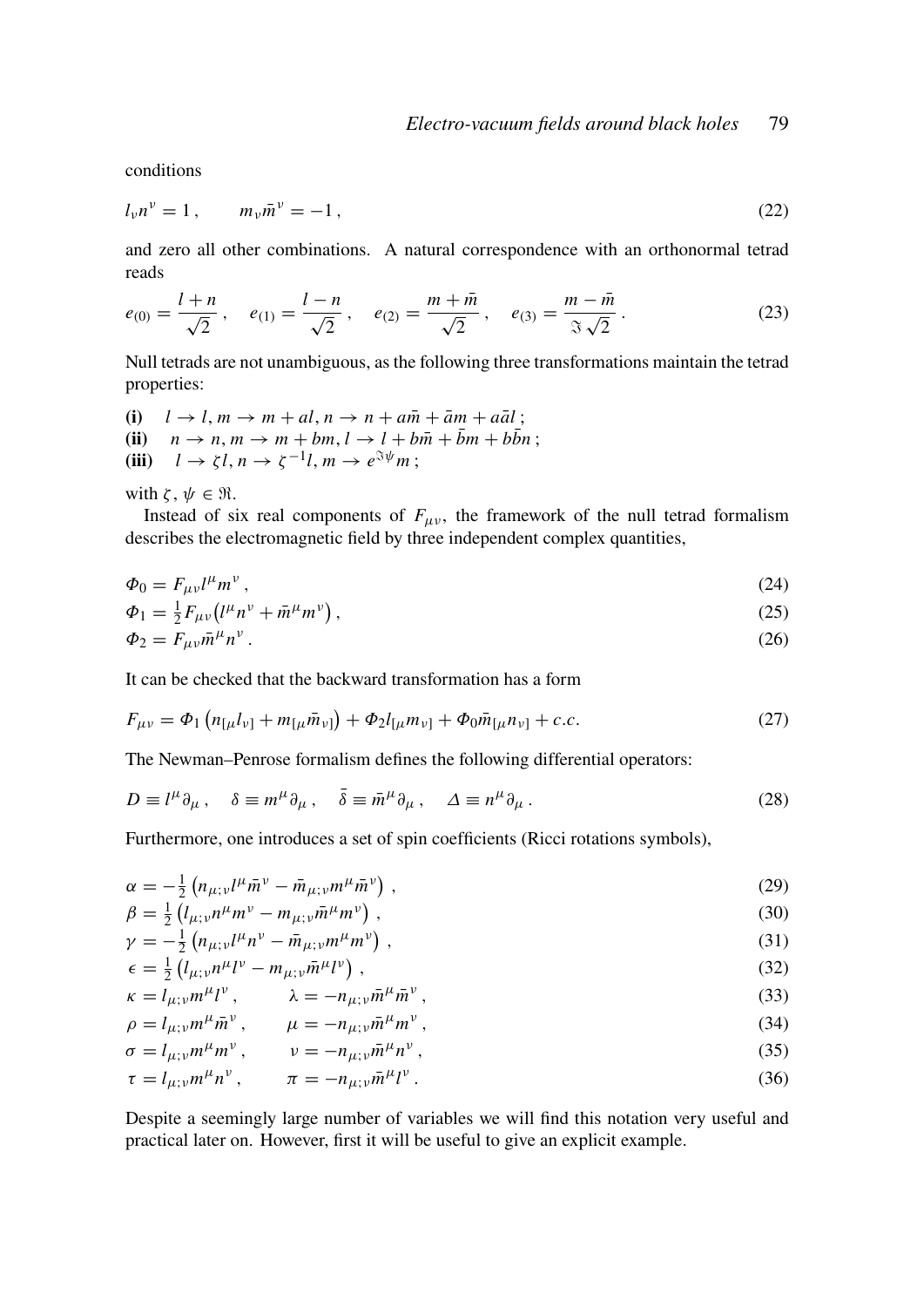conditions

$$l_\nu n^\nu = 1\,, \qquad m_\nu \bar{m}^\nu = -1\,, \tag{22}$$

and zero all other combinations. A natural correspondence with an orthonormal tetrad reads

$$e_{(0)} = \frac{l+n}{\sqrt{2}}\,, \quad e_{(1)} = \frac{l-n}{\sqrt{2}}\,, \quad e_{(2)} = \frac{m+\bar{m}}{\sqrt{2}}\,, \quad e_{(3)} = \frac{m-\bar{m}}{\Im\sqrt{2}}\,. \tag{23}$$

Null tetrads are not unambiguous, as the following three transformations maintain the tetrad properties:

**(i)** $\; l \to l,\, m \to m + al,\, n \to n + a\bar{m} + \bar{a}m + a\bar{a}l\,;$
**(ii)** $\; n \to n,\, m \to m + bm,\, l \to l + b\bar{m} + \bar{b}m + b\bar{b}n\,;$
**(iii)** $\; l \to \zeta l,\, n \to \zeta^{-1} l,\, m \to e^{\Im\psi} m\,;$

with $\zeta, \psi \in \Re$.

Instead of six real components of $F_{\mu\nu}$, the framework of the null tetrad formalism describes the electromagnetic field by three independent complex quantities,

$$\Phi_0 = F_{\mu\nu} l^\mu m^\nu\,, \tag{24}$$

$$\Phi_1 = \tfrac{1}{2} F_{\mu\nu} \big( l^\mu n^\nu + \bar{m}^\mu m^\nu \big)\,, \tag{25}$$

$$\Phi_2 = F_{\mu\nu} \bar{m}^\mu n^\nu\,. \tag{26}$$

It can be checked that the backward transformation has a form

$$F_{\mu\nu} = \Phi_1 \left( n_{[\mu} l_{\nu]} + m_{[\mu} \bar{m}_{\nu]} \right) + \Phi_2 l_{[\mu} m_{\nu]} + \Phi_0 \bar{m}_{[\mu} n_{\nu]} + c.c. \tag{27}$$

The Newman–Penrose formalism defines the following differential operators:

$$D \equiv l^\mu \partial_\mu\,, \quad \delta \equiv m^\mu \partial_\mu\,, \quad \bar{\delta} \equiv \bar{m}^\mu \partial_\mu\,, \quad \Delta \equiv n^\mu \partial_\mu\,. \tag{28}$$

Furthermore, one introduces a set of spin coefficients (Ricci rotations symbols),

$$\alpha = -\tfrac{1}{2} \left( n_{\mu;\nu} l^\mu \bar{m}^\nu - \bar{m}_{\mu;\nu} m^\mu \bar{m}^\nu \right)\,, \tag{29}$$

$$\beta = \tfrac{1}{2} \left( l_{\mu;\nu} n^\mu m^\nu - m_{\mu;\nu} \bar{m}^\mu m^\nu \right)\,, \tag{30}$$

$$\gamma = -\tfrac{1}{2} \left( n_{\mu;\nu} l^\mu n^\nu - \bar{m}_{\mu;\nu} m^\mu m^\nu \right)\,, \tag{31}$$

$$\epsilon = \tfrac{1}{2} \left( l_{\mu;\nu} n^\mu l^\nu - m_{\mu;\nu} \bar{m}^\mu l^\nu \right)\,, \tag{32}$$

$$\kappa = l_{\mu;\nu} m^\mu l^\nu\,, \qquad \lambda = -n_{\mu;\nu} \bar{m}^\mu \bar{m}^\nu\,, \tag{33}$$

$$\rho = l_{\mu;\nu} m^\mu \bar{m}^\nu\,, \qquad \mu = -n_{\mu;\nu} \bar{m}^\mu m^\nu\,, \tag{34}$$

$$\sigma = l_{\mu;\nu} m^\mu m^\nu\,, \qquad \nu = -n_{\mu;\nu} \bar{m}^\mu n^\nu\,, \tag{35}$$

$$\tau = l_{\mu;\nu} m^\mu n^\nu\,, \qquad \pi = -n_{\mu;\nu} \bar{m}^\mu l^\nu\,. \tag{36}$$

Despite a seemingly large number of variables we will find this notation very useful and practical later on. However, first it will be useful to give an explicit example.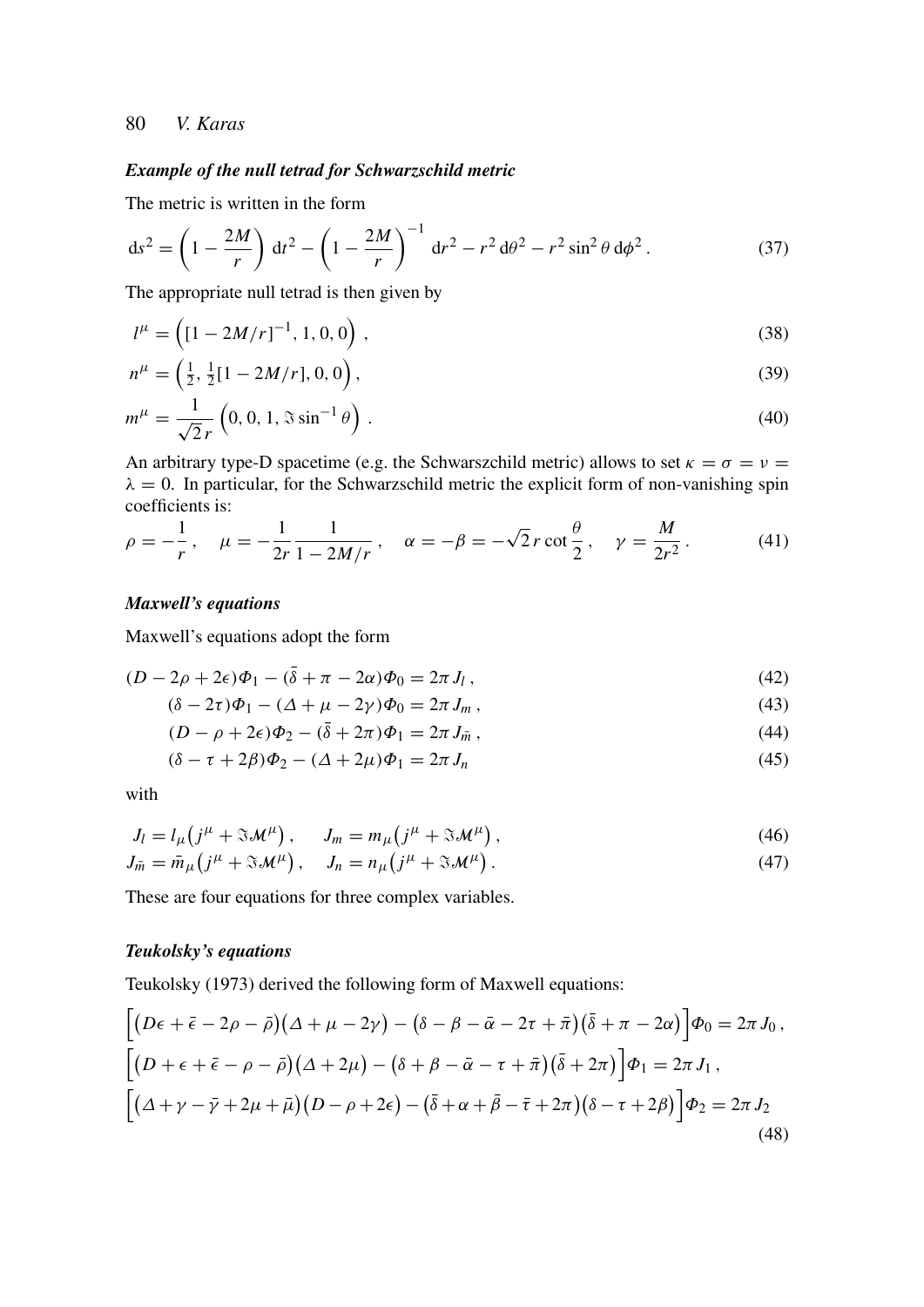### *Example of the null tetrad for Schwarzschild metric*

The metric is written in the form

$$\mathrm{d}s^2 = \left(1 - \frac{2M}{r}\right)\, \mathrm{d}t^2 - \left(1 - \frac{2M}{r}\right)^{-1}\, \mathrm{d}r^2 - r^2\, \mathrm{d}\theta^2 - r^2 \sin^2\theta\, \mathrm{d}\phi^2\,. \tag{37}$$

The appropriate null tetrad is then given by

$$l^\mu = \left([1 - 2M/r]^{-1}, 1, 0, 0\right)\,, \tag{38}$$

$$n^\mu = \left(\tfrac{1}{2}, \tfrac{1}{2}[1 - 2M/r], 0, 0\right), \tag{39}$$

$$m^\mu = \frac{1}{\sqrt{2}\,r}\left(0, 0, 1, \Im \sin^{-1}\theta\right)\,. \tag{40}$$

An arbitrary type-D spacetime (e.g. the Schwarszchild metric) allows to set $\kappa = \sigma = \nu = \lambda = 0$. In particular, for the Schwarzschild metric the explicit form of non-vanishing spin coefficients is:

$$\rho = -\frac{1}{r}\,, \quad \mu = -\frac{1}{2r}\frac{1}{1 - 2M/r}\,, \quad \alpha = -\beta = -\sqrt{2}\,r \cot\frac{\theta}{2}\,, \quad \gamma = \frac{M}{2r^2}\,. \tag{41}$$

### *Maxwell's equations*

Maxwell's equations adopt the form

$$(D - 2\rho + 2\epsilon)\Phi_1 - (\bar{\delta} + \pi - 2\alpha)\Phi_0 = 2\pi\, J_l\,, \tag{42}$$

$$(\delta - 2\tau)\Phi_1 - (\Delta + \mu - 2\gamma)\Phi_0 = 2\pi\, J_m\,, \tag{43}$$

$$(D - \rho + 2\epsilon)\Phi_2 - (\bar{\delta} + 2\pi)\Phi_1 = 2\pi\, J_{\bar{m}}\,, \tag{44}$$

$$(\delta - \tau + 2\beta)\Phi_2 - (\Delta + 2\mu)\Phi_1 = 2\pi\, J_n \tag{45}$$

with

$$J_l = l_\mu\big(j^\mu + \Im\mathcal{M}^\mu\big)\,, \qquad J_m = m_\mu\big(j^\mu + \Im\mathcal{M}^\mu\big)\,, \tag{46}$$

$$J_{\bar{m}} = \bar{m}_\mu\big(j^\mu + \Im\mathcal{M}^\mu\big)\,, \quad J_n = n_\mu\big(j^\mu + \Im\mathcal{M}^\mu\big)\,. \tag{47}$$

These are four equations for three complex variables.

### *Teukolsky's equations*

Teukolsky (1973) derived the following form of Maxwell equations:

$$\begin{gathered}
\Big[\big(D\epsilon + \bar{\epsilon} - 2\rho - \bar{\rho}\big)\big(\Delta + \mu - 2\gamma\big) - \big(\delta - \beta - \bar{\alpha} - 2\tau + \bar{\pi}\big)\big(\bar{\delta} + \pi - 2\alpha\big)\Big]\Phi_0 = 2\pi\, J_0\,, \\
\Big[\big(D + \epsilon + \bar{\epsilon} - \rho - \bar{\rho}\big)\big(\Delta + 2\mu\big) - \big(\delta + \beta - \bar{\alpha} - \tau + \bar{\pi}\big)\big(\bar{\delta} + 2\pi\big)\Big]\Phi_1 = 2\pi\, J_1\,, \\
\Big[\big(\Delta + \gamma - \bar{\gamma} + 2\mu + \bar{\mu}\big)\big(D - \rho + 2\epsilon\big) - \big(\bar{\delta} + \alpha + \bar{\beta} - \bar{\tau} + 2\pi\big)\big(\delta - \tau + 2\beta\big)\Big]\Phi_2 = 2\pi\, J_2
\end{gathered} \tag{48}$$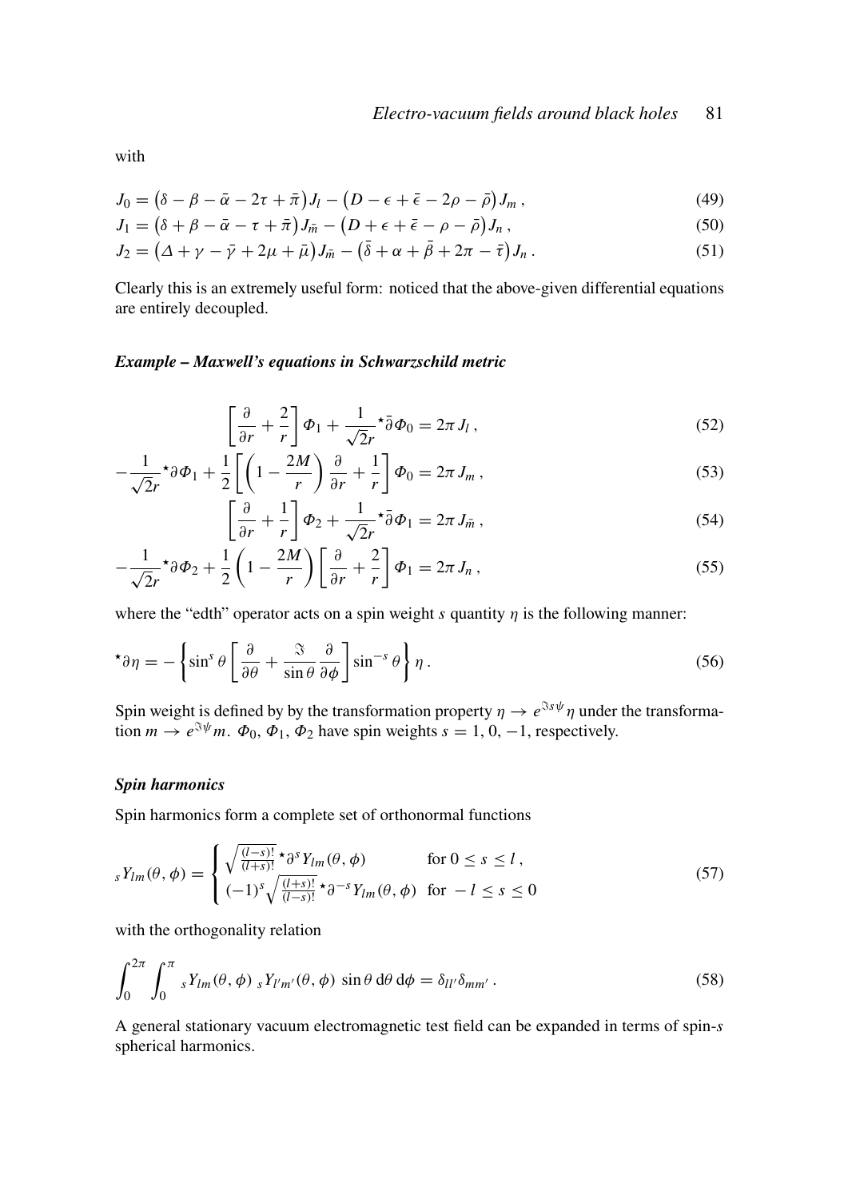with

$$J_0 = \left(\delta - \beta - \bar{\alpha} - 2\tau + \bar{\pi}\right) J_l - \left(D - \epsilon + \bar{\epsilon} - 2\rho - \bar{\rho}\right) J_m\,, \tag{49}$$

$$J_1 = \left(\delta + \beta - \bar{\alpha} - \tau + \bar{\pi}\right) J_{\bar{m}} - \left(D + \epsilon + \bar{\epsilon} - \rho - \bar{\rho}\right) J_n\,, \tag{50}$$

$$J_2 = \left(\Delta + \gamma - \bar{\gamma} + 2\mu + \bar{\mu}\right) J_{\bar{m}} - \left(\bar{\delta} + \alpha + \bar{\beta} + 2\pi - \bar{\tau}\right) J_n\,. \tag{51}$$

Clearly this is an extremely useful form: noticed that the above-given differential equations are entirely decoupled.

#### *Example – Maxwell's equations in Schwarzschild metric*

$$\left[\frac{\partial}{\partial r} + \frac{2}{r}\right] \Phi_1 + \frac{1}{\sqrt{2}r} {}^{\star}\bar{\partial} \Phi_0 = 2\pi\, J_l\,, \tag{52}$$

$$-\frac{1}{\sqrt{2}r} {}^{\star}\partial \Phi_1 + \frac{1}{2}\left[\left(1 - \frac{2M}{r}\right)\frac{\partial}{\partial r} + \frac{1}{r}\right] \Phi_0 = 2\pi\, J_m\,, \tag{53}$$

$$\left[\frac{\partial}{\partial r} + \frac{1}{r}\right] \Phi_2 + \frac{1}{\sqrt{2}r} {}^{\star}\bar{\partial} \Phi_1 = 2\pi\, J_{\bar{m}}\,, \tag{54}$$

$$-\frac{1}{\sqrt{2}r} {}^{\star}\partial \Phi_2 + \frac{1}{2}\left(1 - \frac{2M}{r}\right)\left[\frac{\partial}{\partial r} + \frac{2}{r}\right] \Phi_1 = 2\pi\, J_n\,, \tag{55}$$

where the "edth" operator acts on a spin weight $s$ quantity $\eta$ is the following manner:

$${}^{\star}\partial \eta = -\left\{\sin^s\theta \left[\frac{\partial}{\partial \theta} + \frac{\Im}{\sin\theta}\frac{\partial}{\partial \phi}\right] \sin^{-s}\theta\right\} \eta\,. \tag{56}$$

Spin weight is defined by by the transformation property $\eta \rightarrow e^{\Im s \psi} \eta$ under the transformation $m \rightarrow e^{\Im \psi} m$. $\Phi_0$, $\Phi_1$, $\Phi_2$ have spin weights $s = 1, 0, -1$, respectively.

#### *Spin harmonics*

Spin harmonics form a complete set of orthonormal functions

$${}_sY_{lm}(\theta, \phi) = \begin{cases} \sqrt{\frac{(l-s)!}{(l+s)!}}\, {}^{\star}\partial^s Y_{lm}(\theta, \phi) & \text{for } 0 \le s \le l\,, \\ (-1)^s \sqrt{\frac{(l+s)!}{(l-s)!}}\, {}^{\star}\partial^{-s} Y_{lm}(\theta, \phi) & \text{for } -l \le s \le 0 \end{cases} \tag{57}$$

with the orthogonality relation

$$\int_0^{2\pi}\int_0^{\pi} {}_sY_{lm}(\theta, \phi)\; {}_sY_{l'm'}(\theta, \phi)\; \sin\theta\, \mathrm{d}\theta\, \mathrm{d}\phi = \delta_{ll'}\delta_{mm'}\,. \tag{58}$$

A general stationary vacuum electromagnetic test field can be expanded in terms of spin-$s$ spherical harmonics.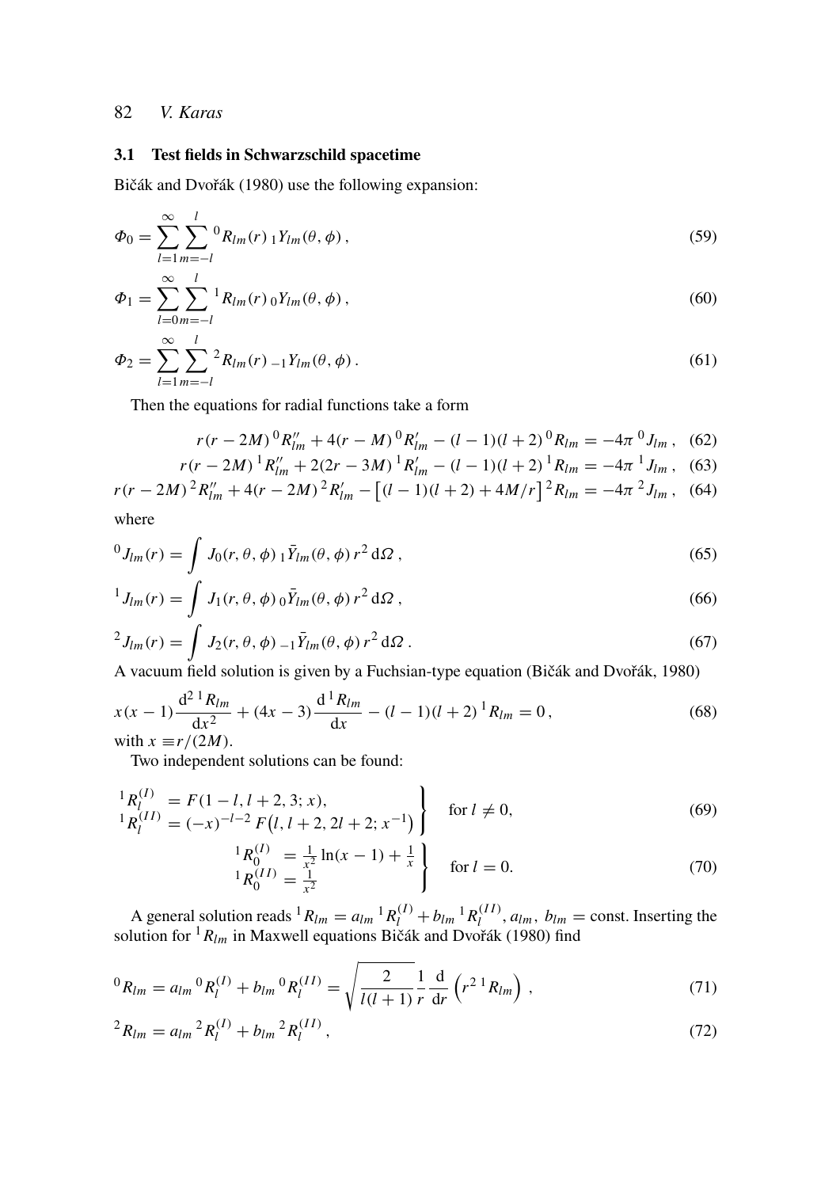### 3.1 Test fields in Schwarzschild spacetime

Bičák and Dvořák (1980) use the following expansion:

$$\Phi_0 = \sum_{l=1}^{\infty} \sum_{m=-l}^{l} {}^0R_{lm}(r)\, {}_1Y_{lm}(\theta, \phi)\,, \tag{59}$$

$$\Phi_1 = \sum_{l=0}^{\infty} \sum_{m=-l}^{l} {}^1R_{lm}(r)\, {}_0Y_{lm}(\theta, \phi)\,, \tag{60}$$

$$\Phi_2 = \sum_{l=1}^{\infty} \sum_{m=-l}^{l} {}^2R_{lm}(r)\, {}_{-1}Y_{lm}(\theta, \phi)\,. \tag{61}$$

Then the equations for radial functions take a form

$$r(r-2M)\, {}^0R''_{lm} + 4(r-M)\, {}^0R'_{lm} - (l-1)(l+2)\, {}^0R_{lm} = -4\pi\, {}^0J_{lm}\,, \tag{62}$$

$$r(r-2M)\, {}^1R''_{lm} + 2(2r-3M)\, {}^1R'_{lm} - (l-1)(l+2)\, {}^1R_{lm} = -4\pi\, {}^1J_{lm}\,, \tag{63}$$

$$r(r-2M)\, {}^2R''_{lm} + 4(r-2M)\, {}^2R'_{lm} - \left[(l-1)(l+2) + 4M/r\right] {}^2R_{lm} = -4\pi\, {}^2J_{lm}\,, \tag{64}$$

where

$${}^0J_{lm}(r) = \int J_0(r, \theta, \phi)\, {}_1\bar{Y}_{lm}(\theta, \phi)\, r^2\, \mathrm{d}\Omega\,, \tag{65}$$

$${}^1J_{lm}(r) = \int J_1(r, \theta, \phi)\, {}_0\bar{Y}_{lm}(\theta, \phi)\, r^2\, \mathrm{d}\Omega\,, \tag{66}$$

$${}^2J_{lm}(r) = \int J_2(r, \theta, \phi)\, {}_{-1}\bar{Y}_{lm}(\theta, \phi)\, r^2\, \mathrm{d}\Omega\,. \tag{67}$$

A vacuum field solution is given by a Fuchsian-type equation (Bičák and Dvořák, 1980)

$$x(x-1)\frac{\mathrm{d}^2\, {}^1R_{lm}}{\mathrm{d}x^2} + (4x-3)\frac{\mathrm{d}\, {}^1R_{lm}}{\mathrm{d}x} - (l-1)(l+2)\, {}^1R_{lm} = 0\,, \tag{68}$$

with $x \equiv r/(2M)$.

Two independent solutions can be found:

$$\left.\begin{aligned} {}^1R_l^{(I)} &= F(1-l, l+2, 3; x), \\ {}^1R_l^{(II)} &= (-x)^{-l-2}\, F\left(l, l+2, 2l+2; x^{-1}\right) \end{aligned}\right\} \quad \text{for } l \neq 0, \tag{69}$$

$$\left.\begin{aligned} {}^1R_0^{(I)} &= \tfrac{1}{x^2}\ln(x-1) + \tfrac{1}{x} \\ {}^1R_0^{(II)} &= \tfrac{1}{x^2} \end{aligned}\right\} \quad \text{for } l = 0. \tag{70}$$

A general solution reads ${}^1R_{lm} = a_{lm}\, {}^1R_l^{(I)} + b_{lm}\, {}^1R_l^{(II)}$, $a_{lm},\, b_{lm} = \text{const}$. Inserting the solution for ${}^1R_{lm}$ in Maxwell equations Bičák and Dvořák (1980) find

$${}^0R_{lm} = a_{lm}\, {}^0R_l^{(I)} + b_{lm}\, {}^0R_l^{(II)} = \sqrt{\frac{2}{l(l+1)}}\frac{1}{r}\frac{\mathrm{d}}{\mathrm{d}r}\left(r^2\, {}^1R_{lm}\right)\,, \tag{71}$$

$${}^2R_{lm} = a_{lm}\, {}^2R_l^{(I)} + b_{lm}\, {}^2R_l^{(II)}\,, \tag{72}$$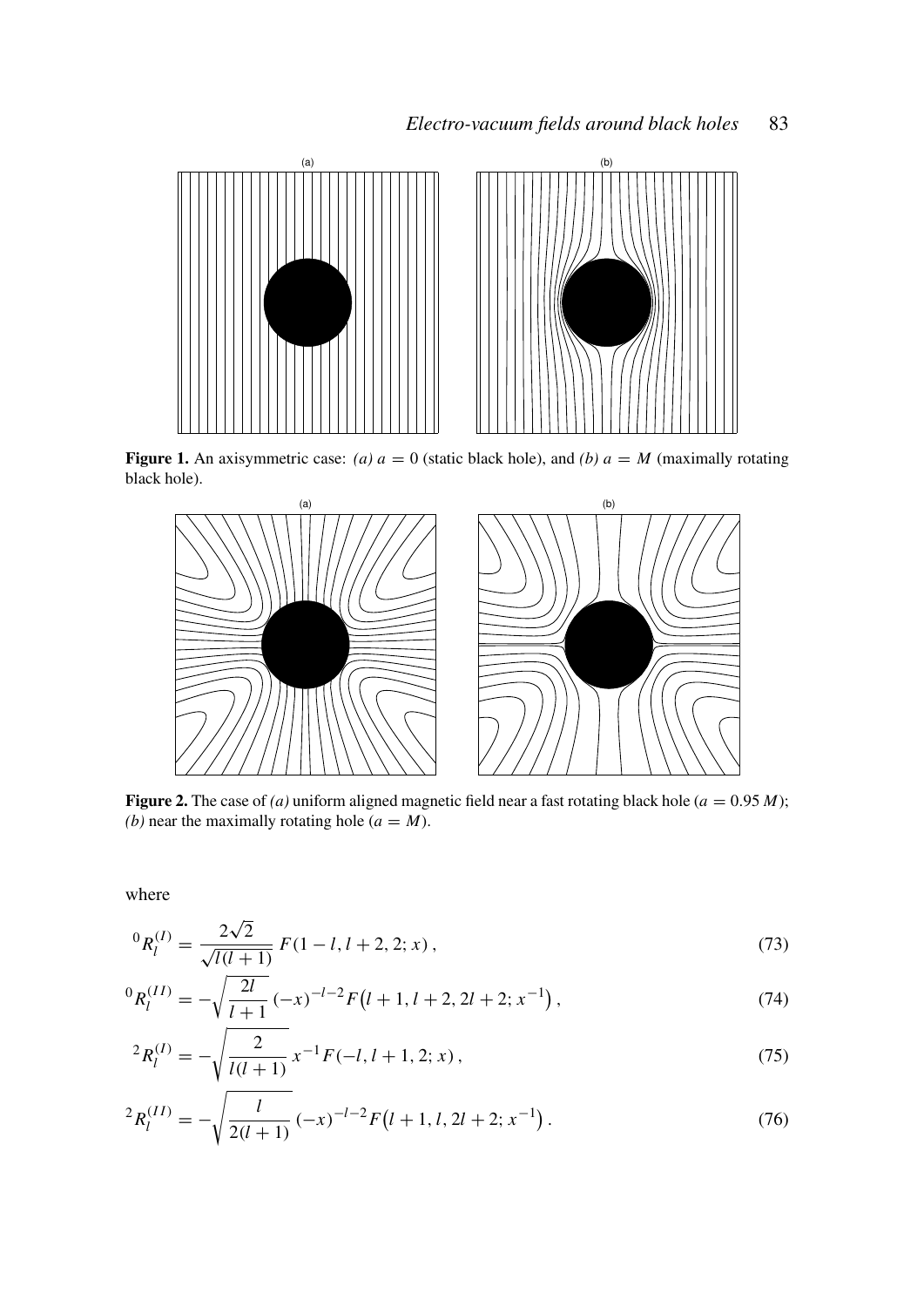**Figure 1.** An axisymmetric case: *(a)* $a = 0$ (static black hole), and *(b)* $a = M$ (maximally rotating black hole).

**Figure 2.** The case of *(a)* uniform aligned magnetic field near a fast rotating black hole ($a = 0.95\,M$); *(b)* near the maximally rotating hole ($a = M$).

where

$$ {}^{0}R_{l}^{(I)} = \frac{2\sqrt{2}}{\sqrt{l(l+1)}}\, F(1-l, l+2, 2; x)\,, \tag{73} $$

$$ {}^{0}R_{l}^{(II)} = -\sqrt{\frac{2l}{l+1}}\,(-x)^{-l-2} F\big(l+1, l+2, 2l+2; x^{-1}\big)\,, \tag{74} $$

$$ {}^{2}R_{l}^{(I)} = -\sqrt{\frac{2}{l(l+1)}}\, x^{-1} F(-l, l+1, 2; x)\,, \tag{75} $$

$$ {}^{2}R_{l}^{(II)} = -\sqrt{\frac{l}{2(l+1)}}\,(-x)^{-l-2} F\big(l+1, l, 2l+2; x^{-1}\big)\,. \tag{76} $$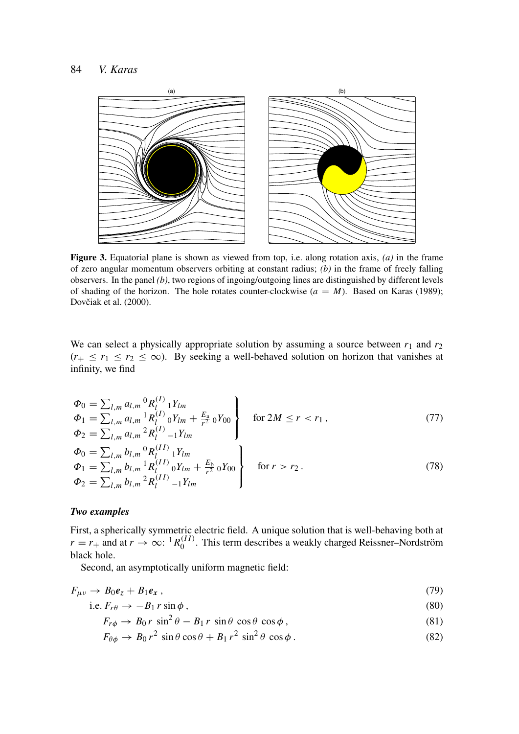Figure 3. Equatorial plane is shown as viewed from top, i.e. along rotation axis, *(a)* in the frame of zero angular momentum observers orbiting at constant radius; *(b)* in the frame of freely falling observers. In the panel *(b)*, two regions of ingoing/outgoing lines are distinguished by different levels of shading of the horizon. The hole rotates counter-clockwise ($a = M$). Based on Karas (1989); Dovčiak et al. (2000).

We can select a physically appropriate solution by assuming a source between $r_1$ and $r_2$ ($r_+ \leq r_1 \leq r_2 \leq \infty$). By seeking a well-behaved solution on horizon that vanishes at infinity, we find

$$
\left.\begin{aligned}
\Phi_0 &= \textstyle\sum_{l,m} a_{l,m}\, {}^0R_l^{(I)}\, {}_1Y_{lm} \\
\Phi_1 &= \textstyle\sum_{l,m} a_{l,m}\, {}^1R_l^{(I)}\, {}_0Y_{lm} + \frac{E_a}{r^2}\, {}_0Y_{00} \\
\Phi_2 &= \textstyle\sum_{l,m} a_{l,m}\, {}^2R_l^{(I)}\, {}_{-1}Y_{lm}
\end{aligned}\right\} \quad \text{for } 2M \leq r < r_1 , \tag{77}
$$

$$
\left.\begin{aligned}
\Phi_0 &= \textstyle\sum_{l,m} b_{l,m}\, {}^0R_l^{(II)}\, {}_1Y_{lm} \\
\Phi_1 &= \textstyle\sum_{l,m} b_{l,m}\, {}^1R_l^{(II)}\, {}_0Y_{lm} + \frac{E_b}{r^2}\, {}_0Y_{00} \\
\Phi_2 &= \textstyle\sum_{l,m} b_{l,m}\, {}^2R_l^{(II)}\, {}_{-1}Y_{lm}
\end{aligned}\right\} \quad \text{for } r > r_2 . \tag{78}
$$

### *Two examples*

First, a spherically symmetric electric field. A unique solution that is well-behaving both at $r = r_+$ and at $r \to \infty$: ${}^1R_0^{(II)}$. This term describes a weakly charged Reissner–Nordström black hole.

Second, an asymptotically uniform magnetic field:

$$
F_{\mu\nu} \to B_0 \boldsymbol{e}_z + B_1 \boldsymbol{e}_x , \tag{79}
$$

$$
\text{i.e. } F_{r\theta} \to -B_1\, r \sin\phi , \tag{80}
$$

$$
F_{r\phi} \to B_0\, r\, \sin^2\theta - B_1\, r\, \sin\theta\, \cos\theta\, \cos\phi , \tag{81}
$$

$$
F_{\theta\phi} \to B_0\, r^2\, \sin\theta \cos\theta + B_1\, r^2\, \sin^2\theta\, \cos\phi . \tag{82}
$$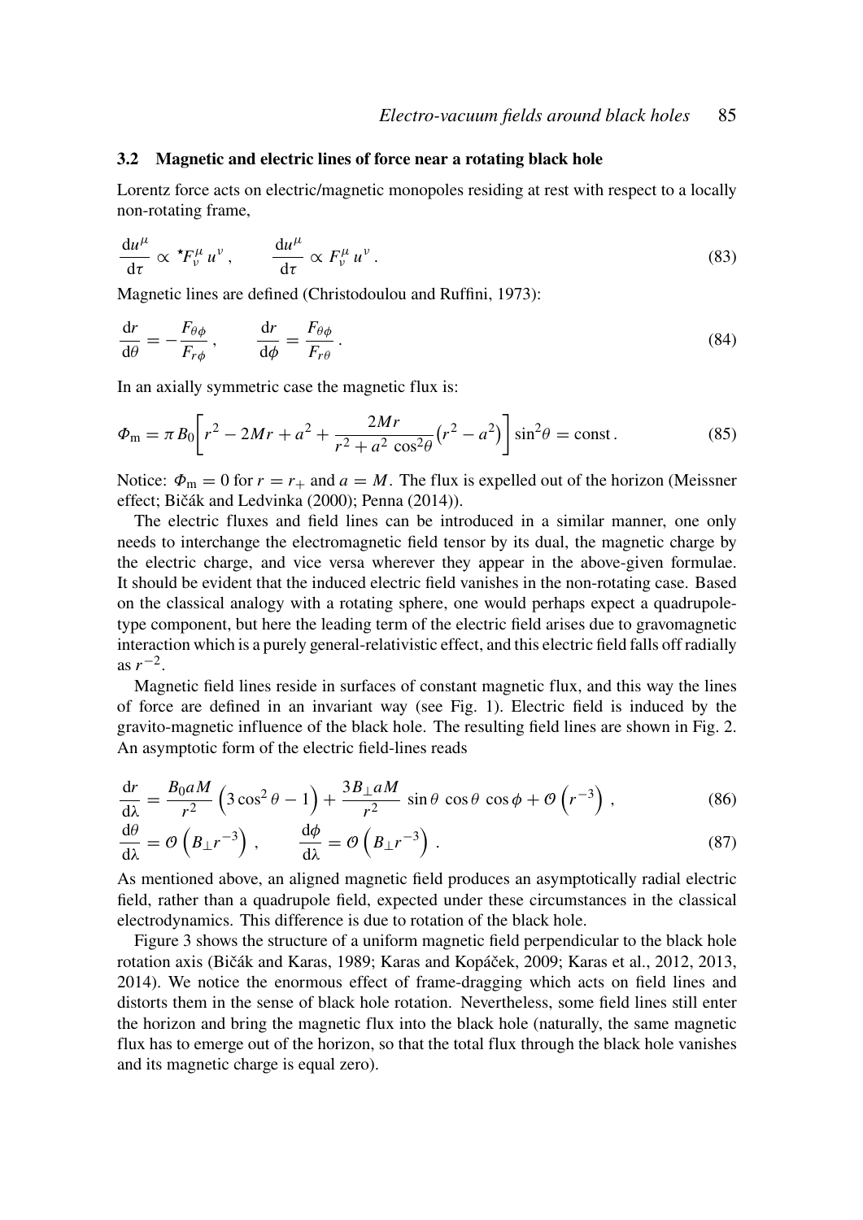### 3.2 Magnetic and electric lines of force near a rotating black hole

Lorentz force acts on electric/magnetic monopoles residing at rest with respect to a locally non-rotating frame,

$$\frac{\mathrm{d}u^\mu}{\mathrm{d}\tau} \propto {}^\star F^\mu_\nu \, u^\nu \,, \qquad \frac{\mathrm{d}u^\mu}{\mathrm{d}\tau} \propto F^\mu_\nu \, u^\nu \,. \tag{83}$$

Magnetic lines are defined (Christodoulou and Ruffini, 1973):

$$\frac{\mathrm{d}r}{\mathrm{d}\theta} = -\frac{F_{\theta\phi}}{F_{r\phi}} \,, \qquad \frac{\mathrm{d}r}{\mathrm{d}\phi} = \frac{F_{\theta\phi}}{F_{r\theta}} \,. \tag{84}$$

In an axially symmetric case the magnetic flux is:

$$\Phi_\mathrm{m} = \pi B_0 \left[ r^2 - 2Mr + a^2 + \frac{2Mr}{r^2 + a^2 \cos^2\theta} \left( r^2 - a^2 \right) \right] \sin^2\theta = \mathrm{const} \,. \tag{85}$$

Notice: $\Phi_\mathrm{m} = 0$ for $r = r_+$ and $a = M$. The flux is expelled out of the horizon (Meissner effect; Bičák and Ledvinka (2000); Penna (2014)).

The electric fluxes and field lines can be introduced in a similar manner, one only needs to interchange the electromagnetic field tensor by its dual, the magnetic charge by the electric charge, and vice versa wherever they appear in the above-given formulae. It should be evident that the induced electric field vanishes in the non-rotating case. Based on the classical analogy with a rotating sphere, one would perhaps expect a quadrupole-type component, but here the leading term of the electric field arises due to gravomagnetic interaction which is a purely general-relativistic effect, and this electric field falls off radially as $r^{-2}$.

Magnetic field lines reside in surfaces of constant magnetic flux, and this way the lines of force are defined in an invariant way (see Fig. 1). Electric field is induced by the gravito-magnetic influence of the black hole. The resulting field lines are shown in Fig. 2. An asymptotic form of the electric field-lines reads

$$\frac{\mathrm{d}r}{\mathrm{d}\lambda} = \frac{B_0 a M}{r^2} \left( 3\cos^2\theta - 1 \right) + \frac{3B_\perp a M}{r^2} \, \sin\theta \, \cos\theta \, \cos\phi + \mathcal{O}\left( r^{-3} \right) \,, \tag{86}$$

$$\frac{\mathrm{d}\theta}{\mathrm{d}\lambda} = \mathcal{O}\left( B_\perp r^{-3} \right) \,, \qquad \frac{\mathrm{d}\phi}{\mathrm{d}\lambda} = \mathcal{O}\left( B_\perp r^{-3} \right) \,. \tag{87}$$

As mentioned above, an aligned magnetic field produces an asymptotically radial electric field, rather than a quadrupole field, expected under these circumstances in the classical electrodynamics. This difference is due to rotation of the black hole.

Figure 3 shows the structure of a uniform magnetic field perpendicular to the black hole rotation axis (Bičák and Karas, 1989; Karas and Kopáček, 2009; Karas et al., 2012, 2013, 2014). We notice the enormous effect of frame-dragging which acts on field lines and distorts them in the sense of black hole rotation. Nevertheless, some field lines still enter the horizon and bring the magnetic flux into the black hole (naturally, the same magnetic flux has to emerge out of the horizon, so that the total flux through the black hole vanishes and its magnetic charge is equal zero).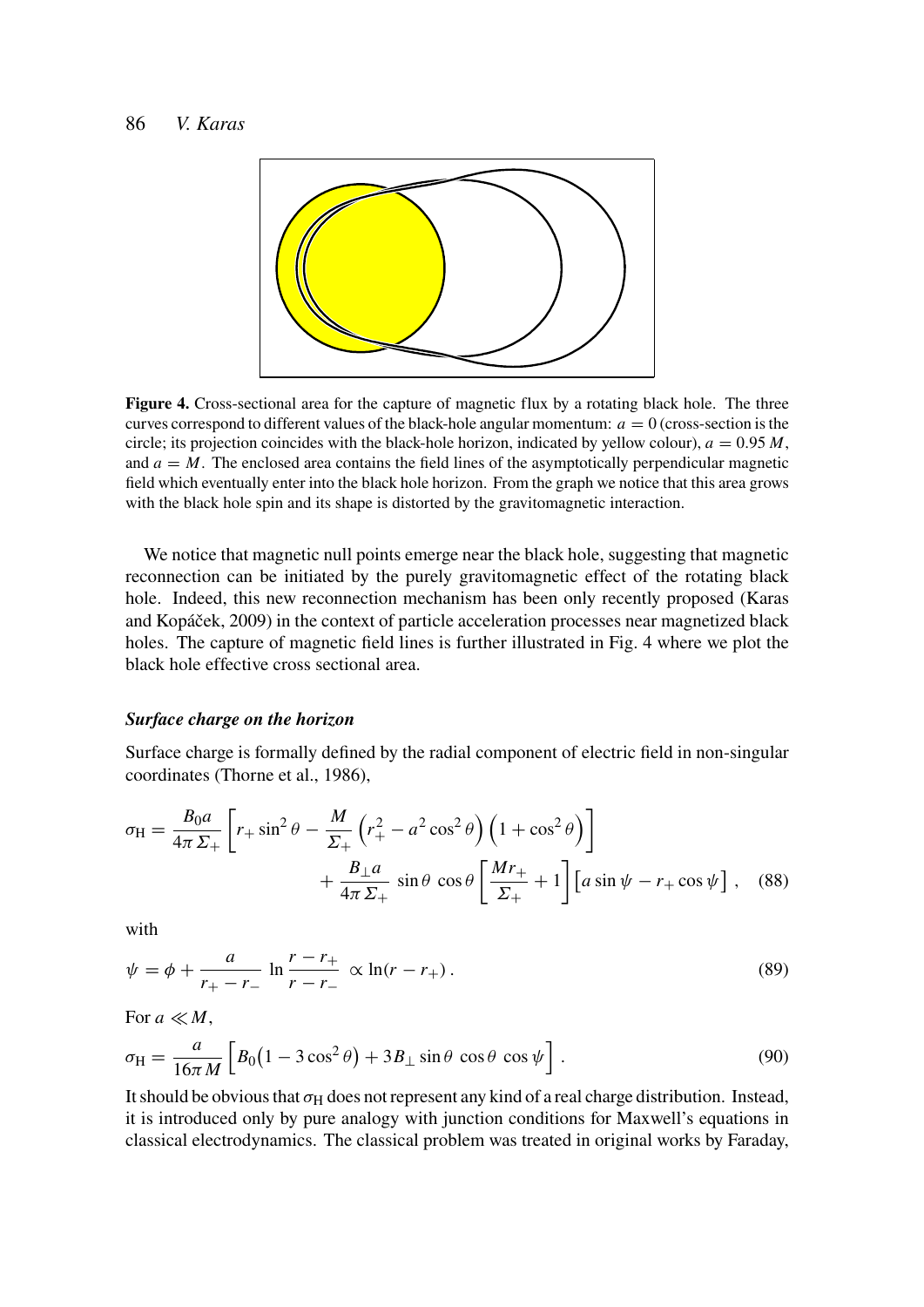**Figure 4.** Cross-sectional area for the capture of magnetic flux by a rotating black hole. The three curves correspond to different values of the black-hole angular momentum: $a = 0$ (cross-section is the circle; its projection coincides with the black-hole horizon, indicated by yellow colour), $a = 0.95\,M$, and $a = M$. The enclosed area contains the field lines of the asymptotically perpendicular magnetic field which eventually enter into the black hole horizon. From the graph we notice that this area grows with the black hole spin and its shape is distorted by the gravitomagnetic interaction.

We notice that magnetic null points emerge near the black hole, suggesting that magnetic reconnection can be initiated by the purely gravitomagnetic effect of the rotating black hole. Indeed, this new reconnection mechanism has been only recently proposed (Karas and Kopáček, 2009) in the context of particle acceleration processes near magnetized black holes. The capture of magnetic field lines is further illustrated in Fig. 4 where we plot the black hole effective cross sectional area.

### *Surface charge on the horizon*

Surface charge is formally defined by the radial component of electric field in non-singular coordinates (Thorne et al., 1986),

$$\sigma_{\rm H} = \frac{B_0 a}{4\pi\,\Sigma_+}\left[r_+\sin^2\theta - \frac{M}{\Sigma_+}\left(r_+^2 - a^2\cos^2\theta\right)\left(1+\cos^2\theta\right)\right] + \frac{B_\perp a}{4\pi\,\Sigma_+}\,\sin\theta\,\cos\theta\left[\frac{Mr_+}{\Sigma_+}+1\right]\left[a\sin\psi - r_+\cos\psi\right], \quad (88)$$

with

$$\psi = \phi + \frac{a}{r_+ - r_-}\,\ln\frac{r-r_+}{r-r_-}\;\propto\ln(r-r_+)\,. \quad (89)$$

For $a \ll M$,

$$\sigma_{\rm H} = \frac{a}{16\pi M}\left[B_0\big(1-3\cos^2\theta\big) + 3B_\perp\sin\theta\,\cos\theta\,\cos\psi\right]. \quad (90)$$

It should be obvious that $\sigma_{\rm H}$ does not represent any kind of a real charge distribution. Instead, it is introduced only by pure analogy with junction conditions for Maxwell's equations in classical electrodynamics. The classical problem was treated in original works by Faraday,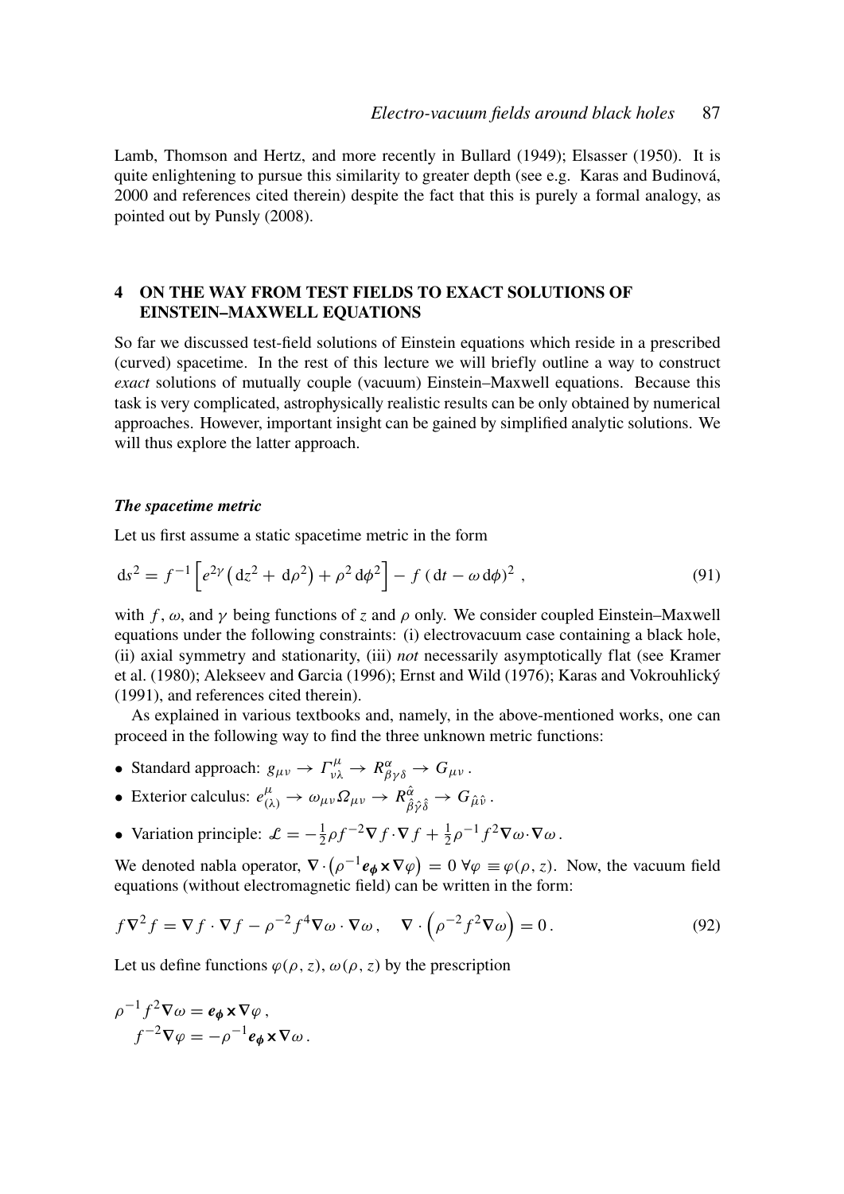Lamb, Thomson and Hertz, and more recently in Bullard (1949); Elsasser (1950). It is quite enlightening to pursue this similarity to greater depth (see e.g. Karas and Budinová, 2000 and references cited therein) despite the fact that this is purely a formal analogy, as pointed out by Punsly (2008).

## 4 ON THE WAY FROM TEST FIELDS TO EXACT SOLUTIONS OF EINSTEIN–MAXWELL EQUATIONS

So far we discussed test-field solutions of Einstein equations which reside in a prescribed (curved) spacetime. In the rest of this lecture we will briefly outline a way to construct *exact* solutions of mutually couple (vacuum) Einstein–Maxwell equations. Because this task is very complicated, astrophysically realistic results can be only obtained by numerical approaches. However, important insight can be gained by simplified analytic solutions. We will thus explore the latter approach.

### *The spacetime metric*

Let us first assume a static spacetime metric in the form

$$\mathrm{d}s^2 = f^{-1}\left[e^{2\gamma}\left(\mathrm{d}z^2 + \mathrm{d}\rho^2\right) + \rho^2\,\mathrm{d}\phi^2\right] - f\,(\mathrm{d}t - \omega\,\mathrm{d}\phi)^2\,, \tag{91}$$

with $f$, $\omega$, and $\gamma$ being functions of $z$ and $\rho$ only. We consider coupled Einstein–Maxwell equations under the following constraints: (i) electrovacuum case containing a black hole, (ii) axial symmetry and stationarity, (iii) *not* necessarily asymptotically flat (see Kramer et al. (1980); Alekseev and Garcia (1996); Ernst and Wild (1976); Karas and Vokrouhlický (1991), and references cited therein).

As explained in various textbooks and, namely, in the above-mentioned works, one can proceed in the following way to find the three unknown metric functions:

- Standard approach: $g_{\mu\nu} \to \Gamma^{\mu}_{\nu\lambda} \to R^{\alpha}_{\beta\gamma\delta} \to G_{\mu\nu}$.
- Exterior calculus: $e^{\mu}_{(\lambda)} \to \omega_{\mu\nu}\Omega_{\mu\nu} \to R^{\hat{\alpha}}_{\hat{\beta}\hat{\gamma}\hat{\delta}} \to G_{\hat{\mu}\hat{\nu}}$.
- Variation principle: $\mathcal{L} = -\frac{1}{2}\rho f^{-2}\nabla f\cdot\nabla f + \frac{1}{2}\rho^{-1}f^2\nabla\omega\cdot\nabla\omega$.

We denoted nabla operator, $\nabla\cdot\left(\rho^{-1}\boldsymbol{e_\phi}\times\nabla\varphi\right) = 0\ \forall\varphi \equiv \varphi(\rho, z)$. Now, the vacuum field equations (without electromagnetic field) can be written in the form:

$$f\nabla^2 f = \nabla f\cdot\nabla f - \rho^{-2}f^4\nabla\omega\cdot\nabla\omega\,, \quad \nabla\cdot\left(\rho^{-2}f^2\nabla\omega\right) = 0\,. \tag{92}$$

Let us define functions $\varphi(\rho, z)$, $\omega(\rho, z)$ by the prescription

$$\rho^{-1}f^2\nabla\omega = \boldsymbol{e_\phi}\times\nabla\varphi\,,$$
$$f^{-2}\nabla\varphi = -\rho^{-1}\boldsymbol{e_\phi}\times\nabla\omega\,.$$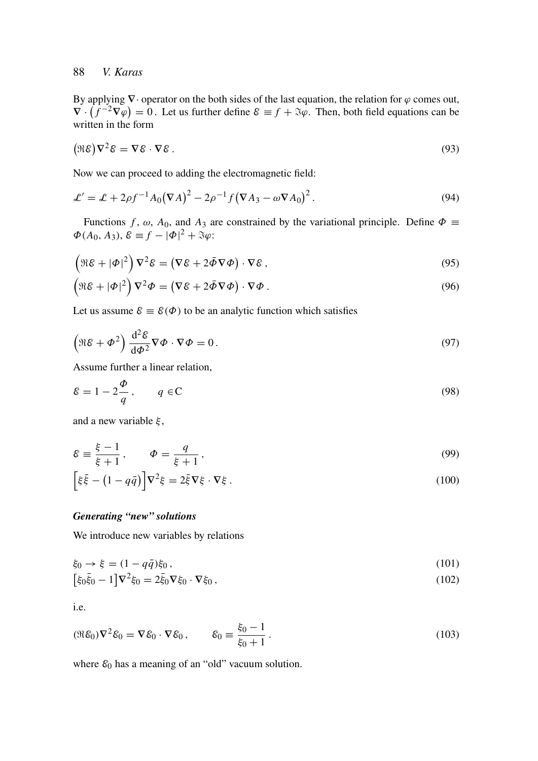By applying $\nabla\cdot$ operator on the both sides of the last equation, the relation for $\varphi$ comes out, $\nabla\cdot\left(f^{-2}\nabla\varphi\right)=0$. Let us further define $\mathcal{E}\equiv f+\Im\varphi$. Then, both field equations can be written in the form

$$\left(\Re\mathcal{E}\right)\nabla^2\mathcal{E}=\nabla\mathcal{E}\cdot\nabla\mathcal{E}\,. \tag{93}$$

Now we can proceed to adding the electromagnetic field:

$$\mathcal{L}'=\mathcal{L}+2\rho f^{-1}A_0\left(\nabla A\right)^2-2\rho^{-1}f\left(\nabla A_3-\omega\nabla A_0\right)^2\,. \tag{94}$$

Functions $f$, $\omega$, $A_0$, and $A_3$ are constrained by the variational principle. Define $\Phi\equiv\Phi(A_0,A_3)$, $\mathcal{E}\equiv f-|\Phi|^2+\Im\varphi$:

$$\left(\Re\mathcal{E}+|\Phi|^2\right)\nabla^2\mathcal{E}=\left(\nabla\mathcal{E}+2\bar{\Phi}\nabla\Phi\right)\cdot\nabla\mathcal{E}\,, \tag{95}$$

$$\left(\Re\mathcal{E}+|\Phi|^2\right)\nabla^2\Phi=\left(\nabla\mathcal{E}+2\bar{\Phi}\nabla\Phi\right)\cdot\nabla\Phi\,. \tag{96}$$

Let us assume $\mathcal{E}\equiv\mathcal{E}(\Phi)$ to be an analytic function which satisfies

$$\left(\Re\mathcal{E}+\Phi^2\right)\frac{\mathrm{d}^2\mathcal{E}}{\mathrm{d}\Phi^2}\nabla\Phi\cdot\nabla\Phi=0\,. \tag{97}$$

Assume further a linear relation,

$$\mathcal{E}=1-2\frac{\Phi}{q}\,,\qquad q\in\mathrm{C} \tag{98}$$

and a new variable $\xi$,

$$\mathcal{E}\equiv\frac{\xi-1}{\xi+1}\,,\qquad \Phi=\frac{q}{\xi+1}\,, \tag{99}$$

$$\left[\xi\bar{\xi}-\left(1-q\bar{q}\right)\right]\nabla^2\xi=2\bar{\xi}\nabla\xi\cdot\nabla\xi\,. \tag{100}$$

### *Generating "new" solutions*

We introduce new variables by relations

$$\xi_0\to\xi=(1-q\bar{q})\xi_0\,, \tag{101}$$

$$\left[\xi_0\bar{\xi}_0-1\right]\nabla^2\xi_0=2\bar{\xi}_0\nabla\xi_0\cdot\nabla\xi_0\,, \tag{102}$$

i.e.

$$(\Re\mathcal{E}_0)\nabla^2\mathcal{E}_0=\nabla\mathcal{E}_0\cdot\nabla\mathcal{E}_0\,,\qquad \mathcal{E}_0\equiv\frac{\xi_0-1}{\xi_0+1}\,. \tag{103}$$

where $\mathcal{E}_0$ has a meaning of an "old" vacuum solution.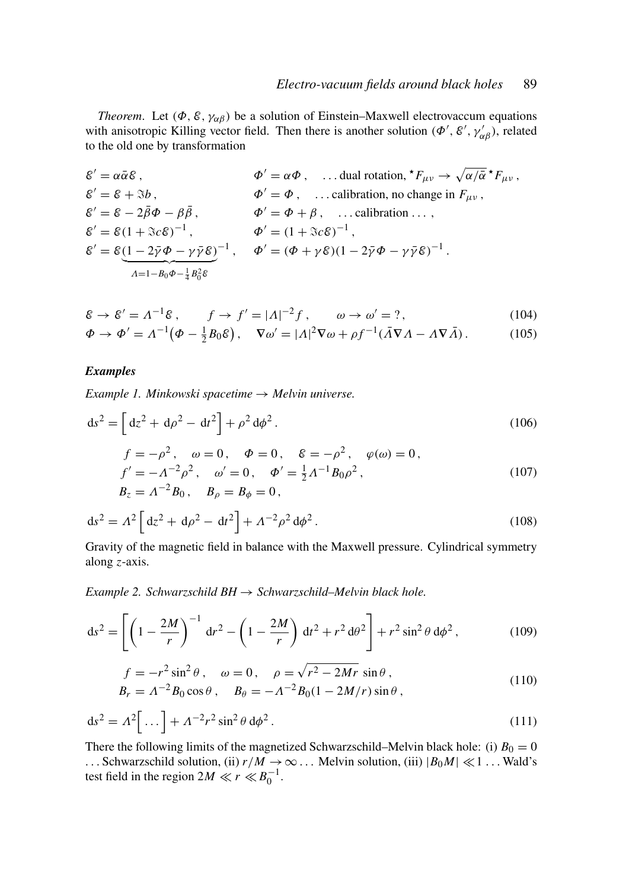*Theorem*. Let ($\Phi$, $\mathcal{E}$, $\gamma_{\alpha\beta}$) be a solution of Einstein–Maxwell electrovaccum equations with anisotropic Killing vector field. Then there is another solution ($\Phi'$, $\mathcal{E}'$, $\gamma'_{\alpha\beta}$), related to the old one by transformation

$$
\begin{aligned}
&\mathcal{E}' = \alpha\bar{\alpha}\mathcal{E}\,, && \Phi' = \alpha\Phi\,, \quad \ldots \text{dual rotation, } {}^\star F_{\mu\nu} \to \sqrt{\alpha/\bar{\alpha}}\,{}^\star F_{\mu\nu}\,,\\
&\mathcal{E}' = \mathcal{E} + \Im b\,, && \Phi' = \Phi\,, \quad \ldots \text{calibration, no change in } F_{\mu\nu}\,,\\
&\mathcal{E}' = \mathcal{E} - 2\bar{\beta}\Phi - \beta\bar{\beta}\,, && \Phi' = \Phi + \beta\,, \quad \ldots \text{calibration} \ldots\,,\\
&\mathcal{E}' = \mathcal{E}(1 + \Im c\mathcal{E})^{-1}\,, && \Phi' = (1 + \Im c\mathcal{E})^{-1}\,,\\
&\mathcal{E}' = \mathcal{E}\underbrace{(1 - 2\bar{\gamma}\Phi - \gamma\bar{\gamma}\mathcal{E})}_{\Lambda = 1 - B_0\Phi - \frac{1}{4}B_0^2\mathcal{E}}{}^{-1}\,, && \Phi' = (\Phi + \gamma\mathcal{E})(1 - 2\bar{\gamma}\Phi - \gamma\bar{\gamma}\mathcal{E})^{-1}\,.
\end{aligned}
$$

$$
\mathcal{E} \to \mathcal{E}' = \Lambda^{-1}\mathcal{E}\,, \qquad f \to f' = |\Lambda|^{-2} f\,, \qquad \omega \to \omega' = ?\,, \tag{104}
$$

$$
\Phi \to \Phi' = \Lambda^{-1}\big(\Phi - \tfrac{1}{2}B_0\mathcal{E}\big)\,, \quad \nabla\omega' = |\Lambda|^2\nabla\omega + \rho f^{-1}(\bar{\Lambda}\nabla\Lambda - \Lambda\nabla\bar{\Lambda})\,. \tag{105}
$$

### *Examples*

*Example 1. Minkowski spacetime → Melvin universe.*

$$
\mathrm{d}s^2 = \Big[\,\mathrm{d}z^2 + \mathrm{d}\rho^2 - \mathrm{d}t^2\Big] + \rho^2\,\mathrm{d}\phi^2\,. \tag{106}
$$

$$
\begin{aligned}
&f = -\rho^2\,, \quad \omega = 0\,, \quad \Phi = 0\,, \quad \mathcal{E} = -\rho^2\,, \quad \varphi(\omega) = 0\,,\\
&f' = -\Lambda^{-2}\rho^2\,, \quad \omega' = 0\,, \quad \Phi' = \tfrac{1}{2}\Lambda^{-1}B_0\rho^2\,,\\
&B_z = \Lambda^{-2}B_0\,, \quad B_\rho = B_\phi = 0\,,
\end{aligned} \tag{107}
$$

$$
\mathrm{d}s^2 = \Lambda^2\Big[\,\mathrm{d}z^2 + \mathrm{d}\rho^2 - \mathrm{d}t^2\Big] + \Lambda^{-2}\rho^2\,\mathrm{d}\phi^2\,. \tag{108}
$$

Gravity of the magnetic field in balance with the Maxwell pressure. Cylindrical symmetry along $z$-axis.

*Example 2. Schwarzschild BH → Schwarzschild–Melvin black hole.*

$$
\mathrm{d}s^2 = \left[\left(1 - \frac{2M}{r}\right)^{-1}\mathrm{d}r^2 - \left(1 - \frac{2M}{r}\right)\mathrm{d}t^2 + r^2\,\mathrm{d}\theta^2\right] + r^2\sin^2\theta\,\mathrm{d}\phi^2\,, \tag{109}
$$

$$
\begin{aligned}
&f = -r^2\sin^2\theta\,, \quad \omega = 0\,, \quad \rho = \sqrt{r^2 - 2Mr}\,\sin\theta\,,\\
&B_r = \Lambda^{-2}B_0\cos\theta\,, \quad B_\theta = -\Lambda^{-2}B_0(1 - 2M/r)\sin\theta\,,
\end{aligned} \tag{110}
$$

$$
\mathrm{d}s^2 = \Lambda^2\Big[\ldots\Big] + \Lambda^{-2}r^2\sin^2\theta\,\mathrm{d}\phi^2\,. \tag{111}
$$

There the following limits of the magnetized Schwarzschild–Melvin black hole: (i) $B_0 = 0$ … Schwarzschild solution, (ii) $r/M \to \infty$ … Melvin solution, (iii) $|B_0 M| \ll 1$ … Wald's test field in the region $2M \ll r \ll B_0^{-1}$.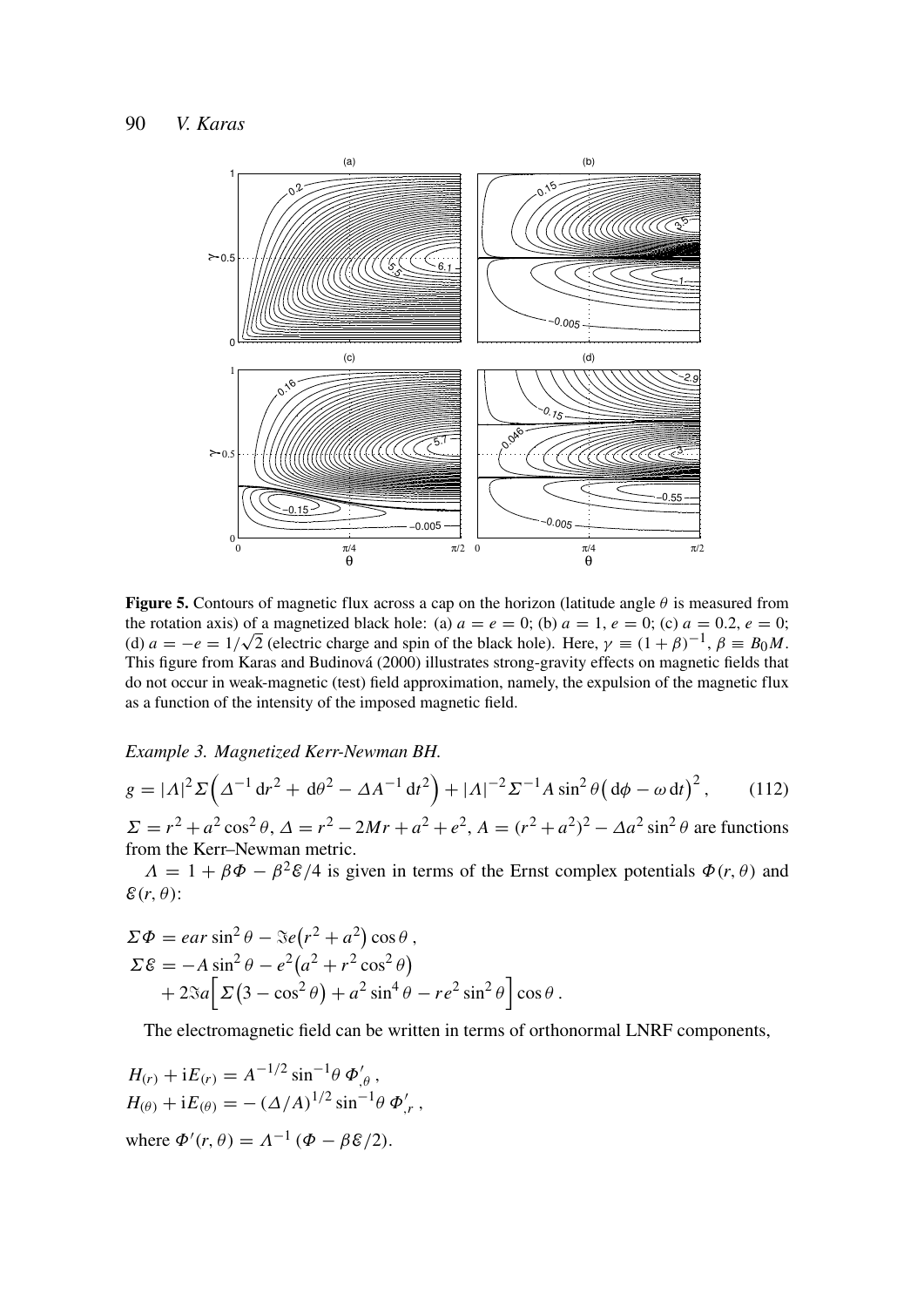**Figure 5.** Contours of magnetic flux across a cap on the horizon (latitude angle $\theta$ is measured from the rotation axis) of a magnetized black hole: (a) $a = e = 0$; (b) $a = 1$, $e = 0$; (c) $a = 0.2$, $e = 0$; (d) $a = -e = 1/\sqrt{2}$ (electric charge and spin of the black hole). Here, $\gamma \equiv (1+\beta)^{-1}$, $\beta \equiv B_0 M$. This figure from Karas and Budinová (2000) illustrates strong-gravity effects on magnetic fields that do not occur in weak-magnetic (test) field approximation, namely, the expulsion of the magnetic flux as a function of the intensity of the imposed magnetic field.

*Example 3. Magnetized Kerr-Newman BH.*

$$g = |\Lambda|^2 \Sigma \Big( \Delta^{-1}\, \mathrm{d}r^2 + \,\mathrm{d}\theta^2 - \Delta A^{-1}\, \mathrm{d}t^2 \Big) + |\Lambda|^{-2} \Sigma^{-1} A \sin^2\theta \big( \mathrm{d}\phi - \omega\, \mathrm{d}t \big)^2 , \qquad (112)$$

$\Sigma = r^2 + a^2 \cos^2\theta$, $\Delta = r^2 - 2Mr + a^2 + e^2$, $A = (r^2+a^2)^2 - \Delta a^2 \sin^2\theta$ are functions from the Kerr–Newman metric.

$\Lambda = 1 + \beta\Phi - \beta^2\mathcal{E}/4$ is given in terms of the Ernst complex potentials $\Phi(r,\theta)$ and $\mathcal{E}(r,\theta)$:

$$\begin{aligned}
\Sigma\Phi &= ear\sin^2\theta - \Im e\big(r^2+a^2\big)\cos\theta\,,\\
\Sigma\mathcal{E} &= -A\sin^2\theta - e^2\big(a^2 + r^2\cos^2\theta\big)\\
&\quad + 2\Im a\Big[\Sigma\big(3-\cos^2\theta\big) + a^2\sin^4\theta - re^2\sin^2\theta\Big]\cos\theta\,.
\end{aligned}$$

The electromagnetic field can be written in terms of orthonormal LNRF components,

$$\begin{aligned}
H_{(r)} + \mathrm{i}E_{(r)} &= A^{-1/2}\sin^{-1}\theta\, \Phi'_{,\theta}\,,\\
H_{(\theta)} + \mathrm{i}E_{(\theta)} &= -\left(\Delta/A\right)^{1/2}\sin^{-1}\theta\, \Phi'_{,r}\,,
\end{aligned}$$

where $\Phi'(r,\theta) = \Lambda^{-1}\left(\Phi - \beta\mathcal{E}/2\right)$.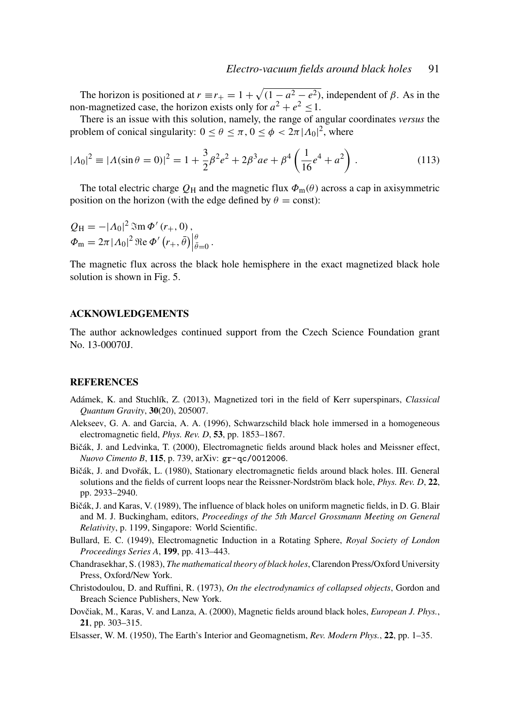The horizon is positioned at $r \equiv r_+ = 1 + \sqrt{(1 - a^2 - e^2)}$, independent of $\beta$. As in the non-magnetized case, the horizon exists only for $a^2 + e^2 \leq 1$.

There is an issue with this solution, namely, the range of angular coordinates *versus* the problem of conical singularity: $0 \leq \theta \leq \pi$, $0 \leq \phi < 2\pi |\Lambda_0|^2$, where

$$|\Lambda_0|^2 \equiv |\Lambda(\sin\theta = 0)|^2 = 1 + \frac{3}{2}\beta^2 e^2 + 2\beta^3 a e + \beta^4 \left(\frac{1}{16}e^4 + a^2\right) . \tag{113}$$

The total electric charge $Q_{\mathrm{H}}$ and the magnetic flux $\Phi_{\mathrm{m}}(\theta)$ across a cap in axisymmetric position on the horizon (with the edge defined by $\theta = \mathrm{const}$):

$$Q_{\mathrm{H}} = -|\Lambda_0|^2 \, \Im\mathrm{m}\, \Phi'(r_+, 0) ,$$
$$\Phi_{\mathrm{m}} = 2\pi |\Lambda_0|^2 \, \Re\mathrm{e}\, \Phi'\left(r_+, \bar{\theta}\right)\Big|_{\bar{\theta}=0}^{\theta} .$$

The magnetic flux across the black hole hemisphere in the exact magnetized black hole solution is shown in Fig. 5.

## ACKNOWLEDGEMENTS

The author acknowledges continued support from the Czech Science Foundation grant No. 13-00070J.

## REFERENCES

Adámek, K. and Stuchlík, Z. (2013), Magnetized tori in the field of Kerr superspinars, *Classical Quantum Gravity*, **30**(20), 205007.

Alekseev, G. A. and Garcia, A. A. (1996), Schwarzschild black hole immersed in a homogeneous electromagnetic field, *Phys. Rev. D*, **53**, pp. 1853–1867.

Bičák, J. and Ledvinka, T. (2000), Electromagnetic fields around black holes and Meissner effect, *Nuovo Cimento B*, **115**, p. 739, arXiv: gr-qc/0012006.

Bičák, J. and Dvořák, L. (1980), Stationary electromagnetic fields around black holes. III. General solutions and the fields of current loops near the Reissner-Nordström black hole, *Phys. Rev. D*, **22**, pp. 2933–2940.

Bičák, J. and Karas, V. (1989), The influence of black holes on uniform magnetic fields, in D. G. Blair and M. J. Buckingham, editors, *Proceedings of the 5th Marcel Grossmann Meeting on General Relativity*, p. 1199, Singapore: World Scientific.

Bullard, E. C. (1949), Electromagnetic Induction in a Rotating Sphere, *Royal Society of London Proceedings Series A*, **199**, pp. 413–443.

Chandrasekhar, S. (1983), *The mathematical theory of black holes*, Clarendon Press/Oxford University Press, Oxford/New York.

Christodoulou, D. and Ruffini, R. (1973), *On the electrodynamics of collapsed objects*, Gordon and Breach Science Publishers, New York.

Dovčiak, M., Karas, V. and Lanza, A. (2000), Magnetic fields around black holes, *European J. Phys.*, **21**, pp. 303–315.

Elsasser, W. M. (1950), The Earth's Interior and Geomagnetism, *Rev. Modern Phys.*, **22**, pp. 1–35.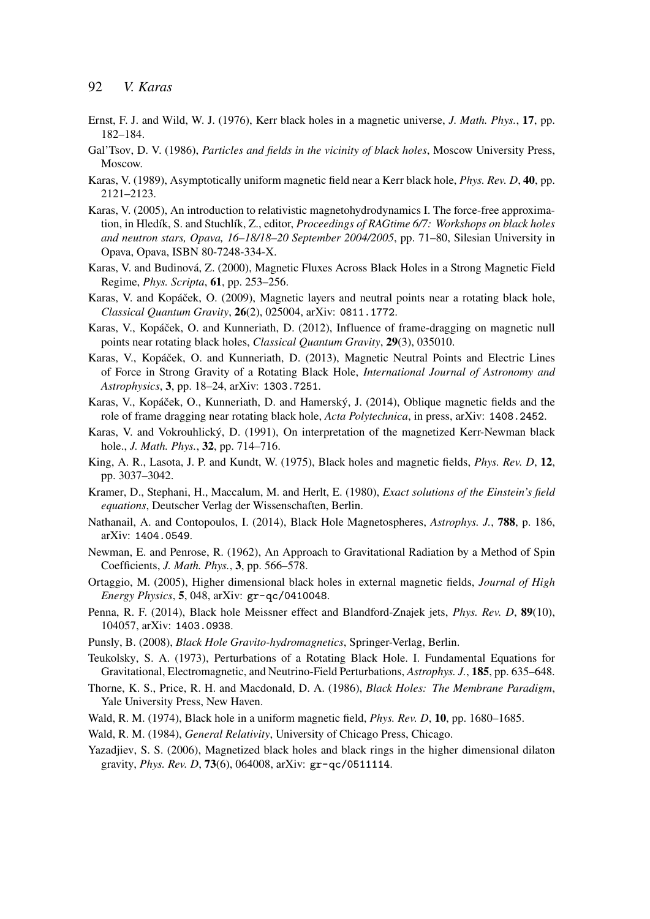Ernst, F. J. and Wild, W. J. (1976), Kerr black holes in a magnetic universe, *J. Math. Phys.*, **17**, pp. 182–184.

Gal'Tsov, D. V. (1986), *Particles and fields in the vicinity of black holes*, Moscow University Press, Moscow.

Karas, V. (1989), Asymptotically uniform magnetic field near a Kerr black hole, *Phys. Rev. D*, **40**, pp. 2121–2123.

Karas, V. (2005), An introduction to relativistic magnetohydrodynamics I. The force-free approximation, in Hledík, S. and Stuchlík, Z., editor, *Proceedings of RAGtime 6/7: Workshops on black holes and neutron stars, Opava, 16–18/18–20 September 2004/2005*, pp. 71–80, Silesian University in Opava, Opava, ISBN 80-7248-334-X.

Karas, V. and Budinová, Z. (2000), Magnetic Fluxes Across Black Holes in a Strong Magnetic Field Regime, *Phys. Scripta*, **61**, pp. 253–256.

Karas, V. and Kopáček, O. (2009), Magnetic layers and neutral points near a rotating black hole, *Classical Quantum Gravity*, **26**(2), 025004, arXiv: `0811.1772`.

Karas, V., Kopáček, O. and Kunneriath, D. (2012), Influence of frame-dragging on magnetic null points near rotating black holes, *Classical Quantum Gravity*, **29**(3), 035010.

Karas, V., Kopáček, O. and Kunneriath, D. (2013), Magnetic Neutral Points and Electric Lines of Force in Strong Gravity of a Rotating Black Hole, *International Journal of Astronomy and Astrophysics*, **3**, pp. 18–24, arXiv: `1303.7251`.

Karas, V., Kopáček, O., Kunneriath, D. and Hamerský, J. (2014), Oblique magnetic fields and the role of frame dragging near rotating black hole, *Acta Polytechnica*, in press, arXiv: `1408.2452`.

Karas, V. and Vokrouhlický, D. (1991), On interpretation of the magnetized Kerr-Newman black hole., *J. Math. Phys.*, **32**, pp. 714–716.

King, A. R., Lasota, J. P. and Kundt, W. (1975), Black holes and magnetic fields, *Phys. Rev. D*, **12**, pp. 3037–3042.

Kramer, D., Stephani, H., Maccalum, M. and Herlt, E. (1980), *Exact solutions of the Einstein's field equations*, Deutscher Verlag der Wissenschaften, Berlin.

Nathanail, A. and Contopoulos, I. (2014), Black Hole Magnetospheres, *Astrophys. J.*, **788**, p. 186, arXiv: `1404.0549`.

Newman, E. and Penrose, R. (1962), An Approach to Gravitational Radiation by a Method of Spin Coefficients, *J. Math. Phys.*, **3**, pp. 566–578.

Ortaggio, M. (2005), Higher dimensional black holes in external magnetic fields, *Journal of High Energy Physics*, **5**, 048, arXiv: `gr-qc/0410048`.

Penna, R. F. (2014), Black hole Meissner effect and Blandford-Znajek jets, *Phys. Rev. D*, **89**(10), 104057, arXiv: `1403.0938`.

Punsly, B. (2008), *Black Hole Gravito-hydromagnetics*, Springer-Verlag, Berlin.

Teukolsky, S. A. (1973), Perturbations of a Rotating Black Hole. I. Fundamental Equations for Gravitational, Electromagnetic, and Neutrino-Field Perturbations, *Astrophys. J.*, **185**, pp. 635–648.

Thorne, K. S., Price, R. H. and Macdonald, D. A. (1986), *Black Holes: The Membrane Paradigm*, Yale University Press, New Haven.

Wald, R. M. (1974), Black hole in a uniform magnetic field, *Phys. Rev. D*, **10**, pp. 1680–1685.

Wald, R. M. (1984), *General Relativity*, University of Chicago Press, Chicago.

Yazadjiev, S. S. (2006), Magnetized black holes and black rings in the higher dimensional dilaton gravity, *Phys. Rev. D*, **73**(6), 064008, arXiv: `gr-qc/0511114`.